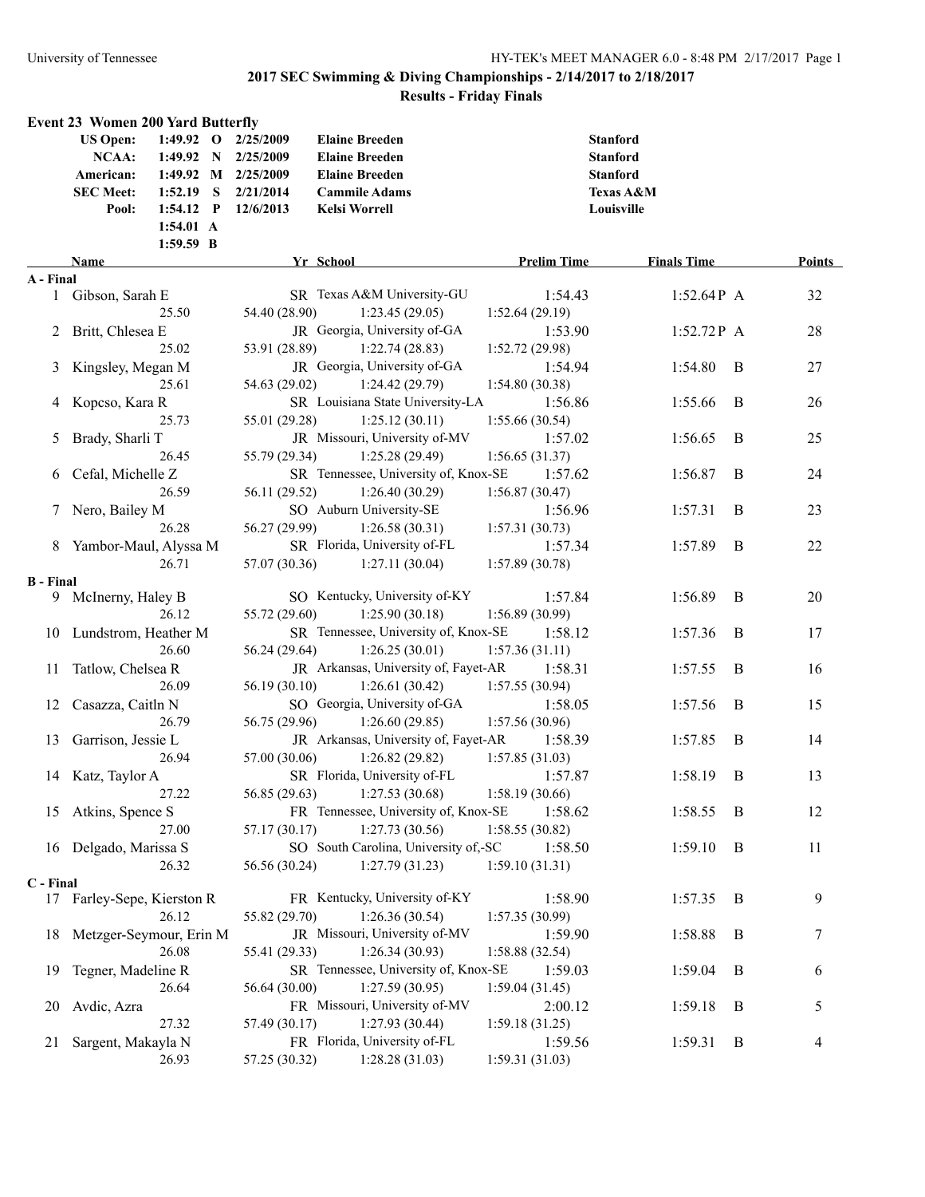## 2017 SEC Swimming & Diving Championships - 2/14/2017 to 2/18/2017

### Results - Friday Finals

### Event 23 Women 200 Yard Butterfly

| | | | | |
|---|---|---|---|---|
| **US Open:** | **1:49.92 O** | **2/25/2009** | **Elaine Breeden** | **Stanford** |
| **NCAA:** | **1:49.92 N** | **2/25/2009** | **Elaine Breeden** | **Stanford** |
| **American:** | **1:49.92 M** | **2/25/2009** | **Elaine Breeden** | **Stanford** |
| **SEC Meet:** | **1:52.19 S** | **2/21/2014** | **Cammile Adams** | **Texas A&M** |
| **Pool:** | **1:54.12 P** | **12/6/2013** | **Kelsi Worrell** | **Louisville** |
| | **1:54.01 A** | | | |
| | **1:59.59 B** | | | |

| | Name | Yr | School | Prelim Time | Finals Time | | Points |
|---|---|---|---|---|---|---|---|
| **A - Final** | | | | | | | |
| 1 | Gibson, Sarah E | SR | Texas A&M University-GU | 1:54.43 | 1:52.64P | A | 32 |
| | 25.50 | 54.40 (28.90) | 1:23.45 (29.05) | 1:52.64 (29.19) | | | |
| 2 | Britt, Chlesea E | JR | Georgia, University of-GA | 1:53.90 | 1:52.72P | A | 28 |
| | 25.02 | 53.91 (28.89) | 1:22.74 (28.83) | 1:52.72 (29.98) | | | |
| 3 | Kingsley, Megan M | JR | Georgia, University of-GA | 1:54.94 | 1:54.80 | B | 27 |
| | 25.61 | 54.63 (29.02) | 1:24.42 (29.79) | 1:54.80 (30.38) | | | |
| 4 | Kopcso, Kara R | SR | Louisiana State University-LA | 1:56.86 | 1:55.66 | B | 26 |
| | 25.73 | 55.01 (29.28) | 1:25.12 (30.11) | 1:55.66 (30.54) | | | |
| 5 | Brady, Sharli T | JR | Missouri, University of-MV | 1:57.02 | 1:56.65 | B | 25 |
| | 26.45 | 55.79 (29.34) | 1:25.28 (29.49) | 1:56.65 (31.37) | | | |
| 6 | Cefal, Michelle Z | SR | Tennessee, University of, Knox-SE | 1:57.62 | 1:56.87 | B | 24 |
| | 26.59 | 56.11 (29.52) | 1:26.40 (30.29) | 1:56.87 (30.47) | | | |
| 7 | Nero, Bailey M | SO | Auburn University-SE | 1:56.96 | 1:57.31 | B | 23 |
| | 26.28 | 56.27 (29.99) | 1:26.58 (30.31) | 1:57.31 (30.73) | | | |
| 8 | Yambor-Maul, Alyssa M | SR | Florida, University of-FL | 1:57.34 | 1:57.89 | B | 22 |
| | 26.71 | 57.07 (30.36) | 1:27.11 (30.04) | 1:57.89 (30.78) | | | |
| **B - Final** | | | | | | | |
| 9 | McInerny, Haley B | SO | Kentucky, University of-KY | 1:57.84 | 1:56.89 | B | 20 |
| | 26.12 | 55.72 (29.60) | 1:25.90 (30.18) | 1:56.89 (30.99) | | | |
| 10 | Lundstrom, Heather M | SR | Tennessee, University of, Knox-SE | 1:58.12 | 1:57.36 | B | 17 |
| | 26.60 | 56.24 (29.64) | 1:26.25 (30.01) | 1:57.36 (31.11) | | | |
| 11 | Tatlow, Chelsea R | JR | Arkansas, University of, Fayet-AR | 1:58.31 | 1:57.55 | B | 16 |
| | 26.09 | 56.19 (30.10) | 1:26.61 (30.42) | 1:57.55 (30.94) | | | |
| 12 | Casazza, Caitln N | SO | Georgia, University of-GA | 1:58.05 | 1:57.56 | B | 15 |
| | 26.79 | 56.75 (29.96) | 1:26.60 (29.85) | 1:57.56 (30.96) | | | |
| 13 | Garrison, Jessie L | JR | Arkansas, University of, Fayet-AR | 1:58.39 | 1:57.85 | B | 14 |
| | 26.94 | 57.00 (30.06) | 1:26.82 (29.82) | 1:57.85 (31.03) | | | |
| 14 | Katz, Taylor A | SR | Florida, University of-FL | 1:57.87 | 1:58.19 | B | 13 |
| | 27.22 | 56.85 (29.63) | 1:27.53 (30.68) | 1:58.19 (30.66) | | | |
| 15 | Atkins, Spence S | FR | Tennessee, University of, Knox-SE | 1:58.62 | 1:58.55 | B | 12 |
| | 27.00 | 57.17 (30.17) | 1:27.73 (30.56) | 1:58.55 (30.82) | | | |
| 16 | Delgado, Marissa S | SO | South Carolina, University of,-SC | 1:58.50 | 1:59.10 | B | 11 |
| | 26.32 | 56.56 (30.24) | 1:27.79 (31.23) | 1:59.10 (31.31) | | | |
| **C - Final** | | | | | | | |
| 17 | Farley-Sepe, Kierston R | FR | Kentucky, University of-KY | 1:58.90 | 1:57.35 | B | 9 |
| | 26.12 | 55.82 (29.70) | 1:26.36 (30.54) | 1:57.35 (30.99) | | | |
| 18 | Metzger-Seymour, Erin M | JR | Missouri, University of-MV | 1:59.90 | 1:58.88 | B | 7 |
| | 26.08 | 55.41 (29.33) | 1:26.34 (30.93) | 1:58.88 (32.54) | | | |
| 19 | Tegner, Madeline R | SR | Tennessee, University of, Knox-SE | 1:59.03 | 1:59.04 | B | 6 |
| | 26.64 | 56.64 (30.00) | 1:27.59 (30.95) | 1:59.04 (31.45) | | | |
| 20 | Avdic, Azra | FR | Missouri, University of-MV | 2:00.12 | 1:59.18 | B | 5 |
| | 27.32 | 57.49 (30.17) | 1:27.93 (30.44) | 1:59.18 (31.25) | | | |
| 21 | Sargent, Makayla N | FR | Florida, University of-FL | 1:59.56 | 1:59.31 | B | 4 |
| | 26.93 | 57.25 (30.32) | 1:28.28 (31.03) | 1:59.31 (31.03) | | | |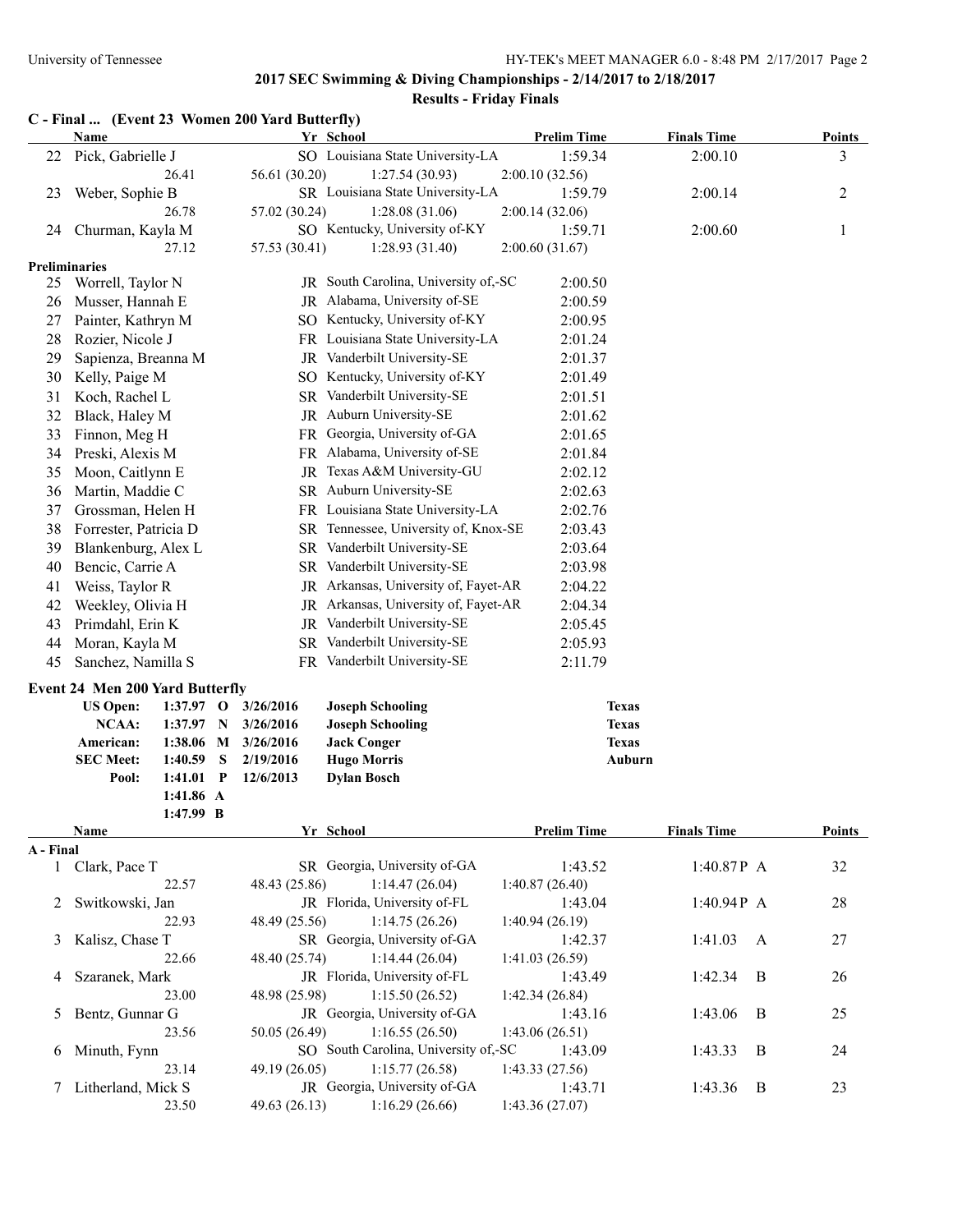## 2017 SEC Swimming & Diving Championships - 2/14/2017 to 2/18/2017

### Results - Friday Finals

#### C - Final ... (Event 23 Women 200 Yard Butterfly)

| | Name | Yr | School | Prelim Time | Finals Time | Points |
|---|---|---|---|---|---|---|
| 22 | Pick, Gabrielle J | SO | Louisiana State University-LA | 1:59.34 | 2:00.10 | 3 |
| | 26.41 / 56.61 (30.20) / 1:27.54 (30.93) / 2:00.10 (32.56) | | | | | |
| 23 | Weber, Sophie B | SR | Louisiana State University-LA | 1:59.79 | 2:00.14 | 2 |
| | 26.78 / 57.02 (30.24) / 1:28.08 (31.06) / 2:00.14 (32.06) | | | | | |
| 24 | Churman, Kayla M | SO | Kentucky, University of-KY | 1:59.71 | 2:00.60 | 1 |
| | 27.12 / 57.53 (30.41) / 1:28.93 (31.40) / 2:00.60 (31.67) | | | | | |

**Preliminaries**

| | Name | Yr | School | Prelim Time |
|---|---|---|---|---|
| 25 | Worrell, Taylor N | JR | South Carolina, University of,-SC | 2:00.50 |
| 26 | Musser, Hannah E | JR | Alabama, University of-SE | 2:00.59 |
| 27 | Painter, Kathryn M | SO | Kentucky, University of-KY | 2:00.95 |
| 28 | Rozier, Nicole J | FR | Louisiana State University-LA | 2:01.24 |
| 29 | Sapienza, Breanna M | JR | Vanderbilt University-SE | 2:01.37 |
| 30 | Kelly, Paige M | SO | Kentucky, University of-KY | 2:01.49 |
| 31 | Koch, Rachel L | SR | Vanderbilt University-SE | 2:01.51 |
| 32 | Black, Haley M | JR | Auburn University-SE | 2:01.62 |
| 33 | Finnon, Meg H | FR | Georgia, University of-GA | 2:01.65 |
| 34 | Preski, Alexis M | FR | Alabama, University of-SE | 2:01.84 |
| 35 | Moon, Caitlynn E | JR | Texas A&M University-GU | 2:02.12 |
| 36 | Martin, Maddie C | SR | Auburn University-SE | 2:02.63 |
| 37 | Grossman, Helen H | FR | Louisiana State University-LA | 2:02.76 |
| 38 | Forrester, Patricia D | SR | Tennessee, University of, Knox-SE | 2:03.43 |
| 39 | Blankenburg, Alex L | SR | Vanderbilt University-SE | 2:03.64 |
| 40 | Bencic, Carrie A | SR | Vanderbilt University-SE | 2:03.98 |
| 41 | Weiss, Taylor R | JR | Arkansas, University of, Fayet-AR | 2:04.22 |
| 42 | Weekley, Olivia H | JR | Arkansas, University of, Fayet-AR | 2:04.34 |
| 43 | Primdahl, Erin K | JR | Vanderbilt University-SE | 2:05.45 |
| 44 | Moran, Kayla M | SR | Vanderbilt University-SE | 2:05.93 |
| 45 | Sanchez, Namilla S | FR | Vanderbilt University-SE | 2:11.79 |

#### Event 24 Men 200 Yard Butterfly

| Record | Time | | Date | Name | Team |
|---|---|---|---|---|---|
| US Open: | 1:37.97 | O | 3/26/2016 | Joseph Schooling | Texas |
| NCAA: | 1:37.97 | N | 3/26/2016 | Joseph Schooling | Texas |
| American: | 1:38.06 | M | 3/26/2016 | Jack Conger | Texas |
| SEC Meet: | 1:40.59 | S | 2/19/2016 | Hugo Morris | Auburn |
| Pool: | 1:41.01 | P | 12/6/2013 | Dylan Bosch | |
| | 1:41.86 | A | | | |
| | 1:47.99 | B | | | |

**A - Final**

| | Name | Yr | School | Prelim Time | Finals Time | Points |
|---|---|---|---|---|---|---|
| 1 | Clark, Pace T | SR | Georgia, University of-GA | 1:43.52 | 1:40.87P A | 32 |
| | 22.57 / 48.43 (25.86) / 1:14.47 (26.04) / 1:40.87 (26.40) | | | | | |
| 2 | Switkowski, Jan | JR | Florida, University of-FL | 1:43.04 | 1:40.94P A | 28 |
| | 22.93 / 48.49 (25.56) / 1:14.75 (26.26) / 1:40.94 (26.19) | | | | | |
| 3 | Kalisz, Chase T | SR | Georgia, University of-GA | 1:42.37 | 1:41.03 A | 27 |
| | 22.66 / 48.40 (25.74) / 1:14.44 (26.04) / 1:41.03 (26.59) | | | | | |
| 4 | Szaranek, Mark | JR | Florida, University of-FL | 1:43.49 | 1:42.34 B | 26 |
| | 23.00 / 48.98 (25.98) / 1:15.50 (26.52) / 1:42.34 (26.84) | | | | | |
| 5 | Bentz, Gunnar G | JR | Georgia, University of-GA | 1:43.16 | 1:43.06 B | 25 |
| | 23.56 / 50.05 (26.49) / 1:16.55 (26.50) / 1:43.06 (26.51) | | | | | |
| 6 | Minuth, Fynn | SO | South Carolina, University of,-SC | 1:43.09 | 1:43.33 B | 24 |
| | 23.14 / 49.19 (26.05) / 1:15.77 (26.58) / 1:43.33 (27.56) | | | | | |
| 7 | Litherland, Mick S | JR | Georgia, University of-GA | 1:43.71 | 1:43.36 B | 23 |
| | 23.50 / 49.63 (26.13) / 1:16.29 (26.66) / 1:43.36 (27.07) | | | | | |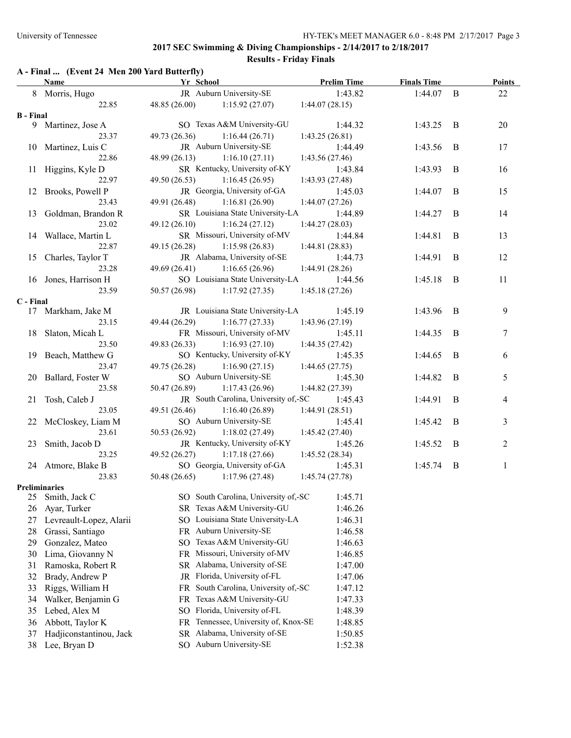## 2017 SEC Swimming & Diving Championships - 2/14/2017 to 2/18/2017

### Results - Friday Finals

### A - Final ... (Event 24 Men 200 Yard Butterfly)

| | Name | Yr | School | Prelim Time | Finals Time | | Points |
|---|---|---|---|---|---|---|---|
| 8 | Morris, Hugo | JR | Auburn University-SE | 1:43.82 | 1:44.07 | B | 22 |
| | 22.85 | 48.85 (26.00) | 1:15.92 (27.07) | 1:44.07 (28.15) | | | |
| **B - Final** | | | | | | | |
| 9 | Martinez, Jose A | SO | Texas A&M University-GU | 1:44.32 | 1:43.25 | B | 20 |
| | 23.37 | 49.73 (26.36) | 1:16.44 (26.71) | 1:43.25 (26.81) | | | |
| 10 | Martinez, Luis C | JR | Auburn University-SE | 1:44.49 | 1:43.56 | B | 17 |
| | 22.86 | 48.99 (26.13) | 1:16.10 (27.11) | 1:43.56 (27.46) | | | |
| 11 | Higgins, Kyle D | SR | Kentucky, University of-KY | 1:43.84 | 1:43.93 | B | 16 |
| | 22.97 | 49.50 (26.53) | 1:16.45 (26.95) | 1:43.93 (27.48) | | | |
| 12 | Brooks, Powell P | JR | Georgia, University of-GA | 1:45.03 | 1:44.07 | B | 15 |
| | 23.43 | 49.91 (26.48) | 1:16.81 (26.90) | 1:44.07 (27.26) | | | |
| 13 | Goldman, Brandon R | SR | Louisiana State University-LA | 1:44.89 | 1:44.27 | B | 14 |
| | 23.02 | 49.12 (26.10) | 1:16.24 (27.12) | 1:44.27 (28.03) | | | |
| 14 | Wallace, Martin L | SR | Missouri, University of-MV | 1:44.84 | 1:44.81 | B | 13 |
| | 22.87 | 49.15 (26.28) | 1:15.98 (26.83) | 1:44.81 (28.83) | | | |
| 15 | Charles, Taylor T | JR | Alabama, University of-SE | 1:44.73 | 1:44.91 | B | 12 |
| | 23.28 | 49.69 (26.41) | 1:16.65 (26.96) | 1:44.91 (28.26) | | | |
| 16 | Jones, Harrison H | SO | Louisiana State University-LA | 1:44.56 | 1:45.18 | B | 11 |
| | 23.59 | 50.57 (26.98) | 1:17.92 (27.35) | 1:45.18 (27.26) | | | |
| **C - Final** | | | | | | | |
| 17 | Markham, Jake M | JR | Louisiana State University-LA | 1:45.19 | 1:43.96 | B | 9 |
| | 23.15 | 49.44 (26.29) | 1:16.77 (27.33) | 1:43.96 (27.19) | | | |
| 18 | Slaton, Micah L | FR | Missouri, University of-MV | 1:45.11 | 1:44.35 | B | 7 |
| | 23.50 | 49.83 (26.33) | 1:16.93 (27.10) | 1:44.35 (27.42) | | | |
| 19 | Beach, Matthew G | SO | Kentucky, University of-KY | 1:45.35 | 1:44.65 | B | 6 |
| | 23.47 | 49.75 (26.28) | 1:16.90 (27.15) | 1:44.65 (27.75) | | | |
| 20 | Ballard, Foster W | SO | Auburn University-SE | 1:45.30 | 1:44.82 | B | 5 |
| | 23.58 | 50.47 (26.89) | 1:17.43 (26.96) | 1:44.82 (27.39) | | | |
| 21 | Tosh, Caleb J | JR | South Carolina, University of,-SC | 1:45.43 | 1:44.91 | B | 4 |
| | 23.05 | 49.51 (26.46) | 1:16.40 (26.89) | 1:44.91 (28.51) | | | |
| 22 | McCloskey, Liam M | SO | Auburn University-SE | 1:45.41 | 1:45.42 | B | 3 |
| | 23.61 | 50.53 (26.92) | 1:18.02 (27.49) | 1:45.42 (27.40) | | | |
| 23 | Smith, Jacob D | JR | Kentucky, University of-KY | 1:45.26 | 1:45.52 | B | 2 |
| | 23.25 | 49.52 (26.27) | 1:17.18 (27.66) | 1:45.52 (28.34) | | | |
| 24 | Atmore, Blake B | SO | Georgia, University of-GA | 1:45.31 | 1:45.74 | B | 1 |
| | 23.83 | 50.48 (26.65) | 1:17.96 (27.48) | 1:45.74 (27.78) | | | |
| **Preliminaries** | | | | | | | |
| 25 | Smith, Jack C | SO | South Carolina, University of,-SC | 1:45.71 | | | |
| 26 | Ayar, Turker | SR | Texas A&M University-GU | 1:46.26 | | | |
| 27 | Levreault-Lopez, Alarii | SO | Louisiana State University-LA | 1:46.31 | | | |
| 28 | Grassi, Santiago | FR | Auburn University-SE | 1:46.58 | | | |
| 29 | Gonzalez, Mateo | SO | Texas A&M University-GU | 1:46.63 | | | |
| 30 | Lima, Giovanny N | FR | Missouri, University of-MV | 1:46.85 | | | |
| 31 | Ramoska, Robert R | SR | Alabama, University of-SE | 1:47.00 | | | |
| 32 | Brady, Andrew P | JR | Florida, University of-FL | 1:47.06 | | | |
| 33 | Riggs, William H | FR | South Carolina, University of,-SC | 1:47.12 | | | |
| 34 | Walker, Benjamin G | FR | Texas A&M University-GU | 1:47.33 | | | |
| 35 | Lebed, Alex M | SO | Florida, University of-FL | 1:48.39 | | | |
| 36 | Abbott, Taylor K | FR | Tennessee, University of, Knox-SE | 1:48.85 | | | |
| 37 | Hadjiconstantinou, Jack | SR | Alabama, University of-SE | 1:50.85 | | | |
| 38 | Lee, Bryan D | SO | Auburn University-SE | 1:52.38 | | | |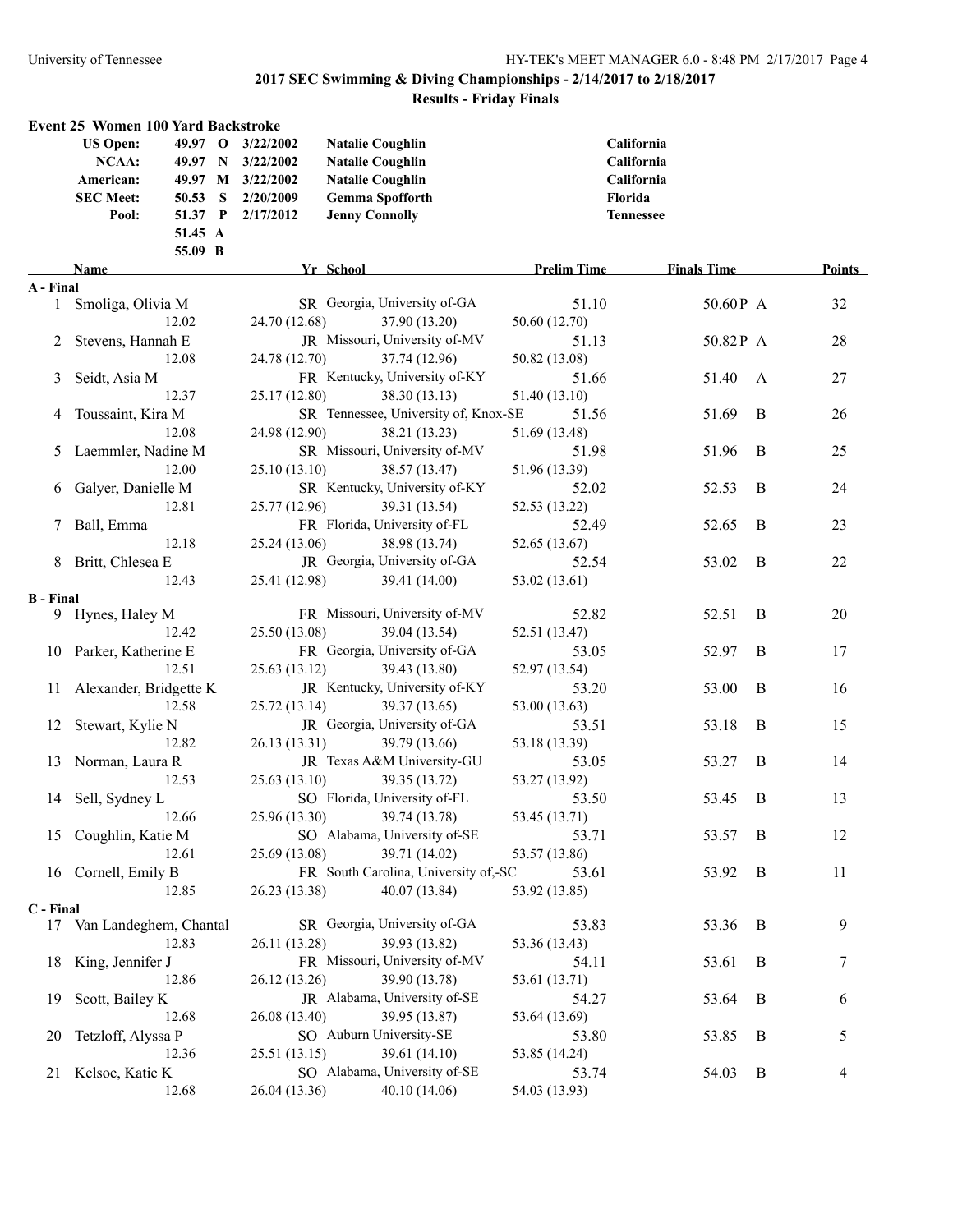# 2017 SEC Swimming & Diving Championships - 2/14/2017 to 2/18/2017

## Results - Friday Finals

### Event 25 Women 100 Yard Backstroke

| Record | Time | Code | Date | Name | School |
|---|---|---|---|---|---|
| US Open: | 49.97 | O | 3/22/2002 | Natalie Coughlin | California |
| NCAA: | 49.97 | N | 3/22/2002 | Natalie Coughlin | California |
| American: | 49.97 | M | 3/22/2002 | Natalie Coughlin | California |
| SEC Meet: | 50.53 | S | 2/20/2009 | Gemma Spofforth | Florida |
| Pool: | 51.37 | P | 2/17/2012 | Jenny Connolly | Tennessee |
| | 51.45 | A | | | |
| | 55.09 | B | | | |

| Place | Name | Yr | School | Prelim Time | Finals Time | Points |
|---|---|---|---|---|---|---|
| **A - Final** | | | | | | |
| 1 | Smoliga, Olivia M | SR | Georgia, University of-GA | 51.10 | 50.60P A | 32 |
| | 12.02 | | 24.70 (12.68) 37.90 (13.20) 50.60 (12.70) | | | |
| 2 | Stevens, Hannah E | JR | Missouri, University of-MV | 51.13 | 50.82P A | 28 |
| | 12.08 | | 24.78 (12.70) 37.74 (12.96) 50.82 (13.08) | | | |
| 3 | Seidt, Asia M | FR | Kentucky, University of-KY | 51.66 | 51.40 A | 27 |
| | 12.37 | | 25.17 (12.80) 38.30 (13.13) 51.40 (13.10) | | | |
| 4 | Toussaint, Kira M | SR | Tennessee, University of, Knox-SE | 51.56 | 51.69 B | 26 |
| | 12.08 | | 24.98 (12.90) 38.21 (13.23) 51.69 (13.48) | | | |
| 5 | Laemmler, Nadine M | SR | Missouri, University of-MV | 51.98 | 51.96 B | 25 |
| | 12.00 | | 25.10 (13.10) 38.57 (13.47) 51.96 (13.39) | | | |
| 6 | Galyer, Danielle M | SR | Kentucky, University of-KY | 52.02 | 52.53 B | 24 |
| | 12.81 | | 25.77 (12.96) 39.31 (13.54) 52.53 (13.22) | | | |
| 7 | Ball, Emma | FR | Florida, University of-FL | 52.49 | 52.65 B | 23 |
| | 12.18 | | 25.24 (13.06) 38.98 (13.74) 52.65 (13.67) | | | |
| 8 | Britt, Chlesea E | JR | Georgia, University of-GA | 52.54 | 53.02 B | 22 |
| | 12.43 | | 25.41 (12.98) 39.41 (14.00) 53.02 (13.61) | | | |
| **B - Final** | | | | | | |
| 9 | Hynes, Haley M | FR | Missouri, University of-MV | 52.82 | 52.51 B | 20 |
| | 12.42 | | 25.50 (13.08) 39.04 (13.54) 52.51 (13.47) | | | |
| 10 | Parker, Katherine E | FR | Georgia, University of-GA | 53.05 | 52.97 B | 17 |
| | 12.51 | | 25.63 (13.12) 39.43 (13.80) 52.97 (13.54) | | | |
| 11 | Alexander, Bridgette K | JR | Kentucky, University of-KY | 53.20 | 53.00 B | 16 |
| | 12.58 | | 25.72 (13.14) 39.37 (13.65) 53.00 (13.63) | | | |
| 12 | Stewart, Kylie N | JR | Georgia, University of-GA | 53.51 | 53.18 B | 15 |
| | 12.82 | | 26.13 (13.31) 39.79 (13.66) 53.18 (13.39) | | | |
| 13 | Norman, Laura R | JR | Texas A&M University-GU | 53.05 | 53.27 B | 14 |
| | 12.53 | | 25.63 (13.10) 39.35 (13.72) 53.27 (13.92) | | | |
| 14 | Sell, Sydney L | SO | Florida, University of-FL | 53.50 | 53.45 B | 13 |
| | 12.66 | | 25.96 (13.30) 39.74 (13.78) 53.45 (13.71) | | | |
| 15 | Coughlin, Katie M | SO | Alabama, University of-SE | 53.71 | 53.57 B | 12 |
| | 12.61 | | 25.69 (13.08) 39.71 (14.02) 53.57 (13.86) | | | |
| 16 | Cornell, Emily B | FR | South Carolina, University of,-SC | 53.61 | 53.92 B | 11 |
| | 12.85 | | 26.23 (13.38) 40.07 (13.84) 53.92 (13.85) | | | |
| **C - Final** | | | | | | |
| 17 | Van Landeghem, Chantal | SR | Georgia, University of-GA | 53.83 | 53.36 B | 9 |
| | 12.83 | | 26.11 (13.28) 39.93 (13.82) 53.36 (13.43) | | | |
| 18 | King, Jennifer J | FR | Missouri, University of-MV | 54.11 | 53.61 B | 7 |
| | 12.86 | | 26.12 (13.26) 39.90 (13.78) 53.61 (13.71) | | | |
| 19 | Scott, Bailey K | JR | Alabama, University of-SE | 54.27 | 53.64 B | 6 |
| | 12.68 | | 26.08 (13.40) 39.95 (13.87) 53.64 (13.69) | | | |
| 20 | Tetzloff, Alyssa P | SO | Auburn University-SE | 53.80 | 53.85 B | 5 |
| | 12.36 | | 25.51 (13.15) 39.61 (14.10) 53.85 (14.24) | | | |
| 21 | Kelsoe, Katie K | SO | Alabama, University of-SE | 53.74 | 54.03 B | 4 |
| | 12.68 | | 26.04 (13.36) 40.10 (14.06) 54.03 (13.93) | | | |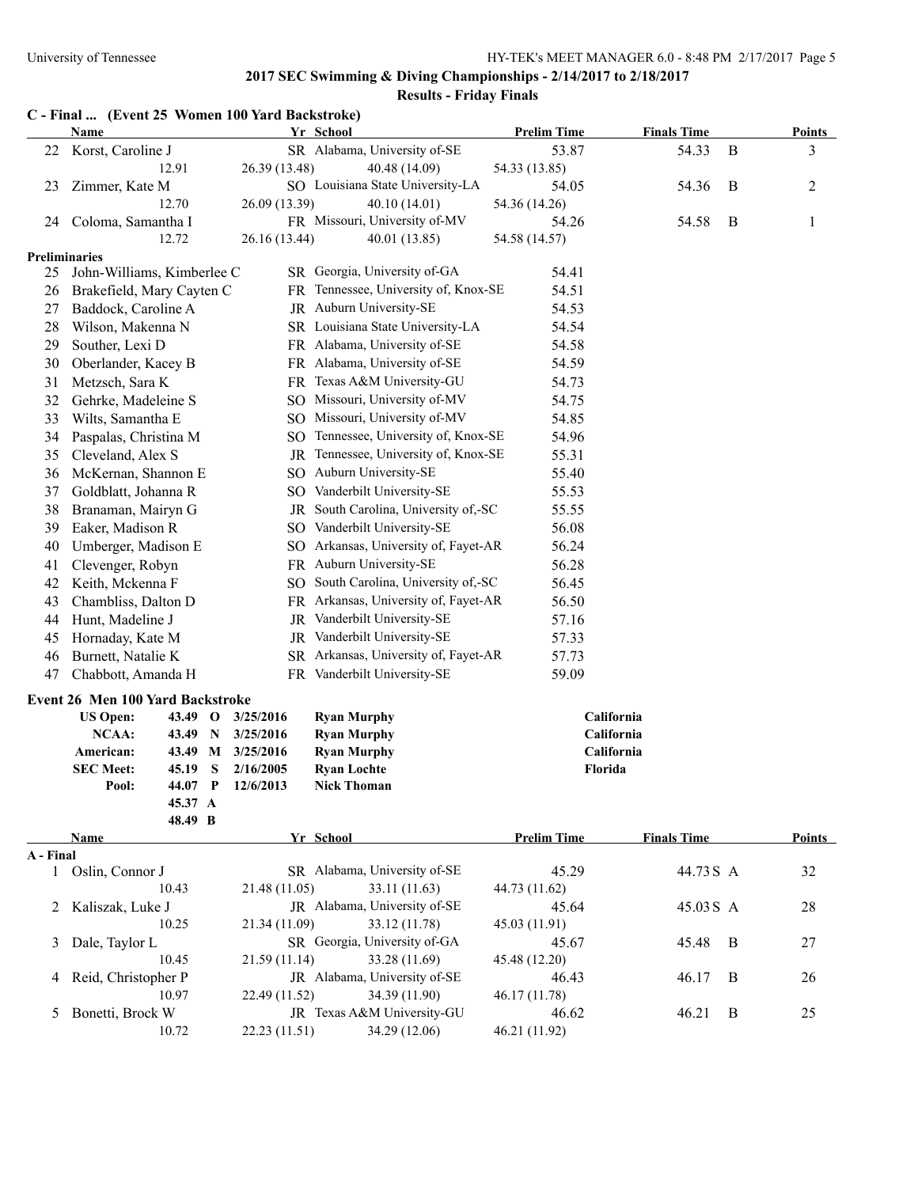## 2017 SEC Swimming & Diving Championships - 2/14/2017 to 2/18/2017

### Results - Friday Finals

### C - Final ... (Event 25 Women 100 Yard Backstroke)

| | Name | Yr | School | Prelim Time | Finals Time | | Points |
|---|---|---|---|---|---|---|---|
| 22 | Korst, Caroline J | SR | Alabama, University of-SE | 53.87 | 54.33 | B | 3 |
| | 12.91 | 26.39 (13.48) | 40.48 (14.09) | 54.33 (13.85) | | | |
| 23 | Zimmer, Kate M | SO | Louisiana State University-LA | 54.05 | 54.36 | B | 2 |
| | 12.70 | 26.09 (13.39) | 40.10 (14.01) | 54.36 (14.26) | | | |
| 24 | Coloma, Samantha I | FR | Missouri, University of-MV | 54.26 | 54.58 | B | 1 |
| | 12.72 | 26.16 (13.44) | 40.01 (13.85) | 54.58 (14.57) | | | |
| **Preliminaries** | | | | | | | |
| 25 | John-Williams, Kimberlee C | SR | Georgia, University of-GA | 54.41 | | | |
| 26 | Brakefield, Mary Cayten C | FR | Tennessee, University of, Knox-SE | 54.51 | | | |
| 27 | Baddock, Caroline A | JR | Auburn University-SE | 54.53 | | | |
| 28 | Wilson, Makenna N | SR | Louisiana State University-LA | 54.54 | | | |
| 29 | Souther, Lexi D | FR | Alabama, University of-SE | 54.58 | | | |
| 30 | Oberlander, Kacey B | FR | Alabama, University of-SE | 54.59 | | | |
| 31 | Metzsch, Sara K | FR | Texas A&M University-GU | 54.73 | | | |
| 32 | Gehrke, Madeleine S | SO | Missouri, University of-MV | 54.75 | | | |
| 33 | Wilts, Samantha E | SO | Missouri, University of-MV | 54.85 | | | |
| 34 | Paspalas, Christina M | SO | Tennessee, University of, Knox-SE | 54.96 | | | |
| 35 | Cleveland, Alex S | JR | Tennessee, University of, Knox-SE | 55.31 | | | |
| 36 | McKernan, Shannon E | SO | Auburn University-SE | 55.40 | | | |
| 37 | Goldblatt, Johanna R | SO | Vanderbilt University-SE | 55.53 | | | |
| 38 | Branaman, Mairyn G | JR | South Carolina, University of,-SC | 55.55 | | | |
| 39 | Eaker, Madison R | SO | Vanderbilt University-SE | 56.08 | | | |
| 40 | Umberger, Madison E | SO | Arkansas, University of, Fayet-AR | 56.24 | | | |
| 41 | Clevenger, Robyn | FR | Auburn University-SE | 56.28 | | | |
| 42 | Keith, Mckenna F | SO | South Carolina, University of,-SC | 56.45 | | | |
| 43 | Chambliss, Dalton D | FR | Arkansas, University of, Fayet-AR | 56.50 | | | |
| 44 | Hunt, Madeline J | JR | Vanderbilt University-SE | 57.16 | | | |
| 45 | Hornaday, Kate M | JR | Vanderbilt University-SE | 57.33 | | | |
| 46 | Burnett, Natalie K | SR | Arkansas, University of, Fayet-AR | 57.73 | | | |
| 47 | Chabbott, Amanda H | FR | Vanderbilt University-SE | 59.09 | | | |

### Event 26 Men 100 Yard Backstroke

| | | | | | |
|---|---|---|---|---|---|
| **US Open:** | **43.49** | **O** | **3/25/2016** | **Ryan Murphy** | **California** |
| **NCAA:** | **43.49** | **N** | **3/25/2016** | **Ryan Murphy** | **California** |
| **American:** | **43.49** | **M** | **3/25/2016** | **Ryan Murphy** | **California** |
| **SEC Meet:** | **45.19** | **S** | **2/16/2005** | **Ryan Lochte** | **Florida** |
| **Pool:** | **44.07** | **P** | **12/6/2013** | **Nick Thoman** | |
| | **45.37** | **A** | | | |
| | **48.49** | **B** | | | |

| | Name | Yr | School | Prelim Time | Finals Time | | Points |
|---|---|---|---|---|---|---|---|
| **A - Final** | | | | | | | |
| 1 | Oslin, Connor J | SR | Alabama, University of-SE | 45.29 | 44.73 S | A | 32 |
| | 10.43 | 21.48 (11.05) | 33.11 (11.63) | 44.73 (11.62) | | | |
| 2 | Kaliszak, Luke J | JR | Alabama, University of-SE | 45.64 | 45.03 S | A | 28 |
| | 10.25 | 21.34 (11.09) | 33.12 (11.78) | 45.03 (11.91) | | | |
| 3 | Dale, Taylor L | SR | Georgia, University of-GA | 45.67 | 45.48 | B | 27 |
| | 10.45 | 21.59 (11.14) | 33.28 (11.69) | 45.48 (12.20) | | | |
| 4 | Reid, Christopher P | JR | Alabama, University of-SE | 46.43 | 46.17 | B | 26 |
| | 10.97 | 22.49 (11.52) | 34.39 (11.90) | 46.17 (11.78) | | | |
| 5 | Bonetti, Brock W | JR | Texas A&M University-GU | 46.62 | 46.21 | B | 25 |
| | 10.72 | 22.23 (11.51) | 34.29 (12.06) | 46.21 (11.92) | | | |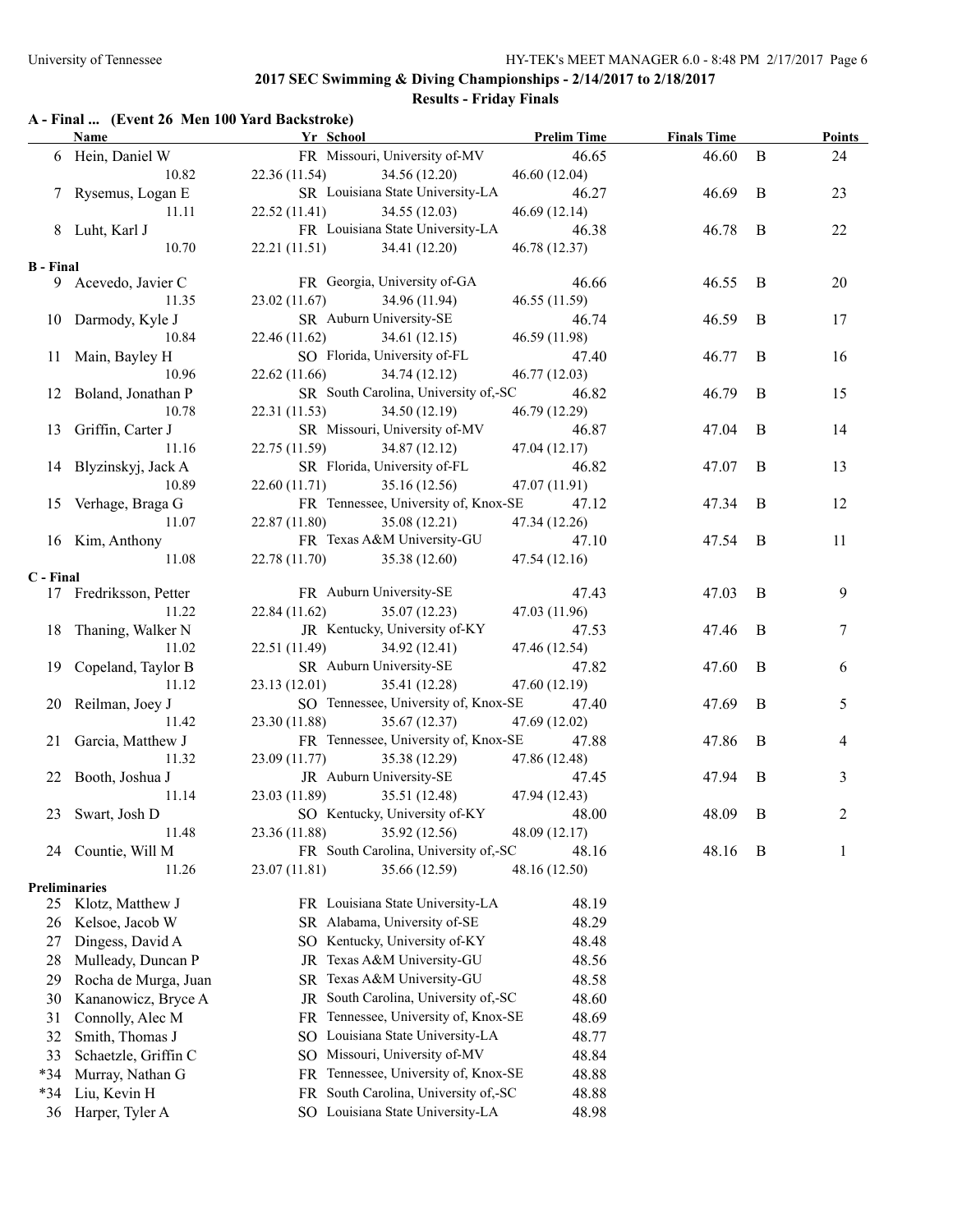## 2017 SEC Swimming & Diving Championships - 2/14/2017 to 2/18/2017

### Results - Friday Finals

#### A - Final ... (Event 26 Men 100 Yard Backstroke)

| Place | Name | Yr | School | Prelim Time | Finals Time | | Points |
|---|---|---|---|---|---|---|---|
| 6 | Hein, Daniel W | FR | Missouri, University of-MV | 46.65 | 46.60 | B | 24 |
| | 10.82 | 22.36 (11.54) | 34.56 (12.20) | 46.60 (12.04) | | | |
| 7 | Rysemus, Logan E | SR | Louisiana State University-LA | 46.27 | 46.69 | B | 23 |
| | 11.11 | 22.52 (11.41) | 34.55 (12.03) | 46.69 (12.14) | | | |
| 8 | Luht, Karl J | FR | Louisiana State University-LA | 46.38 | 46.78 | B | 22 |
| | 10.70 | 22.21 (11.51) | 34.41 (12.20) | 46.78 (12.37) | | | |
| **B - Final** | | | | | | | |
| 9 | Acevedo, Javier C | FR | Georgia, University of-GA | 46.66 | 46.55 | B | 20 |
| | 11.35 | 23.02 (11.67) | 34.96 (11.94) | 46.55 (11.59) | | | |
| 10 | Darmody, Kyle J | SR | Auburn University-SE | 46.74 | 46.59 | B | 17 |
| | 10.84 | 22.46 (11.62) | 34.61 (12.15) | 46.59 (11.98) | | | |
| 11 | Main, Bayley H | SO | Florida, University of-FL | 47.40 | 46.77 | B | 16 |
| | 10.96 | 22.62 (11.66) | 34.74 (12.12) | 46.77 (12.03) | | | |
| 12 | Boland, Jonathan P | SR | South Carolina, University of,-SC | 46.82 | 46.79 | B | 15 |
| | 10.78 | 22.31 (11.53) | 34.50 (12.19) | 46.79 (12.29) | | | |
| 13 | Griffin, Carter J | SR | Missouri, University of-MV | 46.87 | 47.04 | B | 14 |
| | 11.16 | 22.75 (11.59) | 34.87 (12.12) | 47.04 (12.17) | | | |
| 14 | Blyzinskyj, Jack A | SR | Florida, University of-FL | 46.82 | 47.07 | B | 13 |
| | 10.89 | 22.60 (11.71) | 35.16 (12.56) | 47.07 (11.91) | | | |
| 15 | Verhage, Braga G | FR | Tennessee, University of, Knox-SE | 47.12 | 47.34 | B | 12 |
| | 11.07 | 22.87 (11.80) | 35.08 (12.21) | 47.34 (12.26) | | | |
| 16 | Kim, Anthony | FR | Texas A&M University-GU | 47.10 | 47.54 | B | 11 |
| | 11.08 | 22.78 (11.70) | 35.38 (12.60) | 47.54 (12.16) | | | |
| **C - Final** | | | | | | | |
| 17 | Fredriksson, Petter | FR | Auburn University-SE | 47.43 | 47.03 | B | 9 |
| | 11.22 | 22.84 (11.62) | 35.07 (12.23) | 47.03 (11.96) | | | |
| 18 | Thaning, Walker N | JR | Kentucky, University of-KY | 47.53 | 47.46 | B | 7 |
| | 11.02 | 22.51 (11.49) | 34.92 (12.41) | 47.46 (12.54) | | | |
| 19 | Copeland, Taylor B | SR | Auburn University-SE | 47.82 | 47.60 | B | 6 |
| | 11.12 | 23.13 (12.01) | 35.41 (12.28) | 47.60 (12.19) | | | |
| 20 | Reilman, Joey J | SO | Tennessee, University of, Knox-SE | 47.40 | 47.69 | B | 5 |
| | 11.42 | 23.30 (11.88) | 35.67 (12.37) | 47.69 (12.02) | | | |
| 21 | Garcia, Matthew J | FR | Tennessee, University of, Knox-SE | 47.88 | 47.86 | B | 4 |
| | 11.32 | 23.09 (11.77) | 35.38 (12.29) | 47.86 (12.48) | | | |
| 22 | Booth, Joshua J | JR | Auburn University-SE | 47.45 | 47.94 | B | 3 |
| | 11.14 | 23.03 (11.89) | 35.51 (12.48) | 47.94 (12.43) | | | |
| 23 | Swart, Josh D | SO | Kentucky, University of-KY | 48.00 | 48.09 | B | 2 |
| | 11.48 | 23.36 (11.88) | 35.92 (12.56) | 48.09 (12.17) | | | |
| 24 | Countie, Will M | FR | South Carolina, University of,-SC | 48.16 | 48.16 | B | 1 |
| | 11.26 | 23.07 (11.81) | 35.66 (12.59) | 48.16 (12.50) | | | |
| **Preliminaries** | | | | | | | |
| 25 | Klotz, Matthew J | FR | Louisiana State University-LA | 48.19 | | | |
| 26 | Kelsoe, Jacob W | SR | Alabama, University of-SE | 48.29 | | | |
| 27 | Dingess, David A | SO | Kentucky, University of-KY | 48.48 | | | |
| 28 | Mulleady, Duncan P | JR | Texas A&M University-GU | 48.56 | | | |
| 29 | Rocha de Murga, Juan | SR | Texas A&M University-GU | 48.58 | | | |
| 30 | Kananowicz, Bryce A | JR | South Carolina, University of,-SC | 48.60 | | | |
| 31 | Connolly, Alec M | FR | Tennessee, University of, Knox-SE | 48.69 | | | |
| 32 | Smith, Thomas J | SO | Louisiana State University-LA | 48.77 | | | |
| 33 | Schaetzle, Griffin C | SO | Missouri, University of-MV | 48.84 | | | |
| *34 | Murray, Nathan G | FR | Tennessee, University of, Knox-SE | 48.88 | | | |
| *34 | Liu, Kevin H | FR | South Carolina, University of,-SC | 48.88 | | | |
| 36 | Harper, Tyler A | SO | Louisiana State University-LA | 48.98 | | | |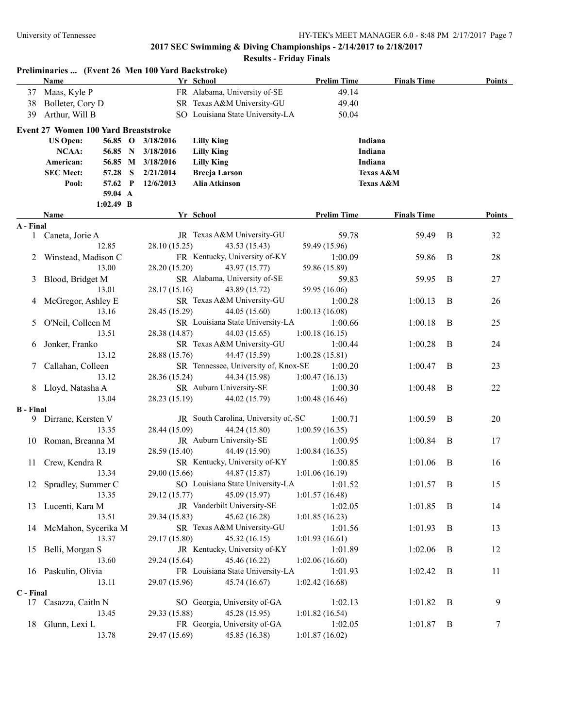## 2017 SEC Swimming & Diving Championships - 2/14/2017 to 2/18/2017

### Results - Friday Finals

**Preliminaries ... (Event 26 Men 100 Yard Backstroke)**

| | Name | Yr | School | Prelim Time | Finals Time | Points |
|---|---|---|---|---|---|---|
| 37 | Maas, Kyle P | FR | Alabama, University of-SE | 49.14 | | |
| 38 | Bolleter, Cory D | SR | Texas A&M University-GU | 49.40 | | |
| 39 | Arthur, Will B | SO | Louisiana State University-LA | 50.04 | | |

**Event 27 Women 100 Yard Breaststroke**

| Record | Time | | Date | Name | Team |
|---|---|---|---|---|---|
| US Open: | 56.85 | O | 3/18/2016 | Lilly King | Indiana |
| NCAA: | 56.85 | N | 3/18/2016 | Lilly King | Indiana |
| American: | 56.85 | M | 3/18/2016 | Lilly King | Indiana |
| SEC Meet: | 57.28 | S | 2/21/2014 | Breeja Larson | Texas A&M |
| Pool: | 57.62 | P | 12/6/2013 | Alia Atkinson | Texas A&M |
| | 59.04 | A | | | |
| | 1:02.49 | B | | | |

| | Name | Yr | School | Prelim Time | Finals Time | | Points |
|---|---|---|---|---|---|---|---|
| **A - Final** | | | | | | | |
| 1 | Caneta, Jorie A | JR | Texas A&M University-GU | 59.78 | 59.49 | B | 32 |
| | 12.85 | 28.10 (15.25) | 43.53 (15.43) | 59.49 (15.96) | | | |
| 2 | Winstead, Madison C | FR | Kentucky, University of-KY | 1:00.09 | 59.86 | B | 28 |
| | 13.00 | 28.20 (15.20) | 43.97 (15.77) | 59.86 (15.89) | | | |
| 3 | Blood, Bridget M | SR | Alabama, University of-SE | 59.83 | 59.95 | B | 27 |
| | 13.01 | 28.17 (15.16) | 43.89 (15.72) | 59.95 (16.06) | | | |
| 4 | McGregor, Ashley E | SR | Texas A&M University-GU | 1:00.28 | 1:00.13 | B | 26 |
| | 13.16 | 28.45 (15.29) | 44.05 (15.60) | 1:00.13 (16.08) | | | |
| 5 | O'Neil, Colleen M | SR | Louisiana State University-LA | 1:00.66 | 1:00.18 | B | 25 |
| | 13.51 | 28.38 (14.87) | 44.03 (15.65) | 1:00.18 (16.15) | | | |
| 6 | Jonker, Franko | SR | Texas A&M University-GU | 1:00.44 | 1:00.28 | B | 24 |
| | 13.12 | 28.88 (15.76) | 44.47 (15.59) | 1:00.28 (15.81) | | | |
| 7 | Callahan, Colleen | SR | Tennessee, University of, Knox-SE | 1:00.20 | 1:00.47 | B | 23 |
| | 13.12 | 28.36 (15.24) | 44.34 (15.98) | 1:00.47 (16.13) | | | |
| 8 | Lloyd, Natasha A | SR | Auburn University-SE | 1:00.30 | 1:00.48 | B | 22 |
| | 13.04 | 28.23 (15.19) | 44.02 (15.79) | 1:00.48 (16.46) | | | |
| **B - Final** | | | | | | | |
| 9 | Dirrane, Kersten V | JR | South Carolina, University of,-SC | 1:00.71 | 1:00.59 | B | 20 |
| | 13.35 | 28.44 (15.09) | 44.24 (15.80) | 1:00.59 (16.35) | | | |
| 10 | Roman, Breanna M | JR | Auburn University-SE | 1:00.95 | 1:00.84 | B | 17 |
| | 13.19 | 28.59 (15.40) | 44.49 (15.90) | 1:00.84 (16.35) | | | |
| 11 | Crew, Kendra R | SR | Kentucky, University of-KY | 1:00.85 | 1:01.06 | B | 16 |
| | 13.34 | 29.00 (15.66) | 44.87 (15.87) | 1:01.06 (16.19) | | | |
| 12 | Spradley, Summer C | SO | Louisiana State University-LA | 1:01.52 | 1:01.57 | B | 15 |
| | 13.35 | 29.12 (15.77) | 45.09 (15.97) | 1:01.57 (16.48) | | | |
| 13 | Lucenti, Kara M | JR | Vanderbilt University-SE | 1:02.05 | 1:01.85 | B | 14 |
| | 13.51 | 29.34 (15.83) | 45.62 (16.28) | 1:01.85 (16.23) | | | |
| 14 | McMahon, Sycerika M | SR | Texas A&M University-GU | 1:01.56 | 1:01.93 | B | 13 |
| | 13.37 | 29.17 (15.80) | 45.32 (16.15) | 1:01.93 (16.61) | | | |
| 15 | Belli, Morgan S | JR | Kentucky, University of-KY | 1:01.89 | 1:02.06 | B | 12 |
| | 13.60 | 29.24 (15.64) | 45.46 (16.22) | 1:02.06 (16.60) | | | |
| 16 | Paskulin, Olivia | FR | Louisiana State University-LA | 1:01.93 | 1:02.42 | B | 11 |
| | 13.11 | 29.07 (15.96) | 45.74 (16.67) | 1:02.42 (16.68) | | | |
| **C - Final** | | | | | | | |
| 17 | Casazza, Caitln N | SO | Georgia, University of-GA | 1:02.13 | 1:01.82 | B | 9 |
| | 13.45 | 29.33 (15.88) | 45.28 (15.95) | 1:01.82 (16.54) | | | |
| 18 | Glunn, Lexi L | FR | Georgia, University of-GA | 1:02.05 | 1:01.87 | B | 7 |
| | 13.78 | 29.47 (15.69) | 45.85 (16.38) | 1:01.87 (16.02) | | | |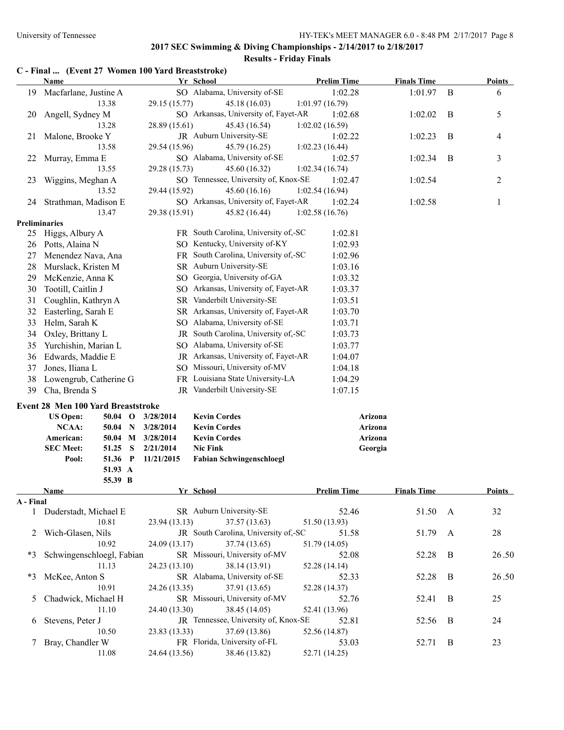## 2017 SEC Swimming & Diving Championships - 2/14/2017 to 2/18/2017

### Results - Friday Finals

### C - Final ... (Event 27 Women 100 Yard Breaststroke)

| | Name | Yr | School | Prelim Time | Finals Time | | Points |
|---|---|---|---|---|---|---|---|
| 19 | Macfarlane, Justine A | SO | Alabama, University of-SE | 1:02.28 | 1:01.97 | B | 6 |
| | 13.38 | 29.15 (15.77) | 45.18 (16.03) | 1:01.97 (16.79) | | | |
| 20 | Angell, Sydney M | SO | Arkansas, University of, Fayet-AR | 1:02.68 | 1:02.02 | B | 5 |
| | 13.28 | 28.89 (15.61) | 45.43 (16.54) | 1:02.02 (16.59) | | | |
| 21 | Malone, Brooke Y | JR | Auburn University-SE | 1:02.22 | 1:02.23 | B | 4 |
| | 13.58 | 29.54 (15.96) | 45.79 (16.25) | 1:02.23 (16.44) | | | |
| 22 | Murray, Emma E | SO | Alabama, University of-SE | 1:02.57 | 1:02.34 | B | 3 |
| | 13.55 | 29.28 (15.73) | 45.60 (16.32) | 1:02.34 (16.74) | | | |
| 23 | Wiggins, Meghan A | SO | Tennessee, University of, Knox-SE | 1:02.47 | 1:02.54 | | 2 |
| | 13.52 | 29.44 (15.92) | 45.60 (16.16) | 1:02.54 (16.94) | | | |
| 24 | Strathman, Madison E | SO | Arkansas, University of, Fayet-AR | 1:02.24 | 1:02.58 | | 1 |
| | 13.47 | 29.38 (15.91) | 45.82 (16.44) | 1:02.58 (16.76) | | | |

**Preliminaries**

| | Name | Yr | School | Prelim Time |
|---|---|---|---|---|
| 25 | Higgs, Albury A | FR | South Carolina, University of,-SC | 1:02.81 |
| 26 | Potts, Alaina N | SO | Kentucky, University of-KY | 1:02.93 |
| 27 | Menendez Nava, Ana | FR | South Carolina, University of,-SC | 1:02.96 |
| 28 | Murslack, Kristen M | SR | Auburn University-SE | 1:03.16 |
| 29 | McKenzie, Anna K | SO | Georgia, University of-GA | 1:03.32 |
| 30 | Tootill, Caitlin J | SO | Arkansas, University of, Fayet-AR | 1:03.37 |
| 31 | Coughlin, Kathryn A | SR | Vanderbilt University-SE | 1:03.51 |
| 32 | Easterling, Sarah E | SR | Arkansas, University of, Fayet-AR | 1:03.70 |
| 33 | Helm, Sarah K | SO | Alabama, University of-SE | 1:03.71 |
| 34 | Oxley, Brittany L | JR | South Carolina, University of,-SC | 1:03.73 |
| 35 | Yurchishin, Marian L | SO | Alabama, University of-SE | 1:03.77 |
| 36 | Edwards, Maddie E | JR | Arkansas, University of, Fayet-AR | 1:04.07 |
| 37 | Jones, Iliana L | SO | Missouri, University of-MV | 1:04.18 |
| 38 | Lowengrub, Catherine G | FR | Louisiana State University-LA | 1:04.29 |
| 39 | Cha, Brenda S | JR | Vanderbilt University-SE | 1:07.15 |

### Event 28 Men 100 Yard Breaststroke

| | | | | | |
|---|---|---|---|---|---|
| **US Open:** | **50.04** | **O** | **3/28/2014** | **Kevin Cordes** | **Arizona** |
| **NCAA:** | **50.04** | **N** | **3/28/2014** | **Kevin Cordes** | **Arizona** |
| **American:** | **50.04** | **M** | **3/28/2014** | **Kevin Cordes** | **Arizona** |
| **SEC Meet:** | **51.25** | **S** | **2/21/2014** | **Nic Fink** | **Georgia** |
| **Pool:** | **51.36** | **P** | **11/21/2015** | **Fabian Schwingenschloegl** | |
| | **51.93** | **A** | | | |
| | **55.39** | **B** | | | |

**A - Final**

| | Name | Yr | School | Prelim Time | Finals Time | | Points |
|---|---|---|---|---|---|---|---|
| 1 | Duderstadt, Michael E | SR | Auburn University-SE | 52.46 | 51.50 | A | 32 |
| | 10.81 | 23.94 (13.13) | 37.57 (13.63) | 51.50 (13.93) | | | |
| 2 | Wich-Glasen, Nils | JR | South Carolina, University of,-SC | 51.58 | 51.79 | A | 28 |
| | 10.92 | 24.09 (13.17) | 37.74 (13.65) | 51.79 (14.05) | | | |
| *3 | Schwingenschloegl, Fabian | SR | Missouri, University of-MV | 52.08 | 52.28 | B | 26.50 |
| | 11.13 | 24.23 (13.10) | 38.14 (13.91) | 52.28 (14.14) | | | |
| *3 | McKee, Anton S | SR | Alabama, University of-SE | 52.33 | 52.28 | B | 26.50 |
| | 10.91 | 24.26 (13.35) | 37.91 (13.65) | 52.28 (14.37) | | | |
| 5 | Chadwick, Michael H | SR | Missouri, University of-MV | 52.76 | 52.41 | B | 25 |
| | 11.10 | 24.40 (13.30) | 38.45 (14.05) | 52.41 (13.96) | | | |
| 6 | Stevens, Peter J | JR | Tennessee, University of, Knox-SE | 52.81 | 52.56 | B | 24 |
| | 10.50 | 23.83 (13.33) | 37.69 (13.86) | 52.56 (14.87) | | | |
| 7 | Bray, Chandler W | FR | Florida, University of-FL | 53.03 | 52.71 | B | 23 |
| | 11.08 | 24.64 (13.56) | 38.46 (13.82) | 52.71 (14.25) | | | |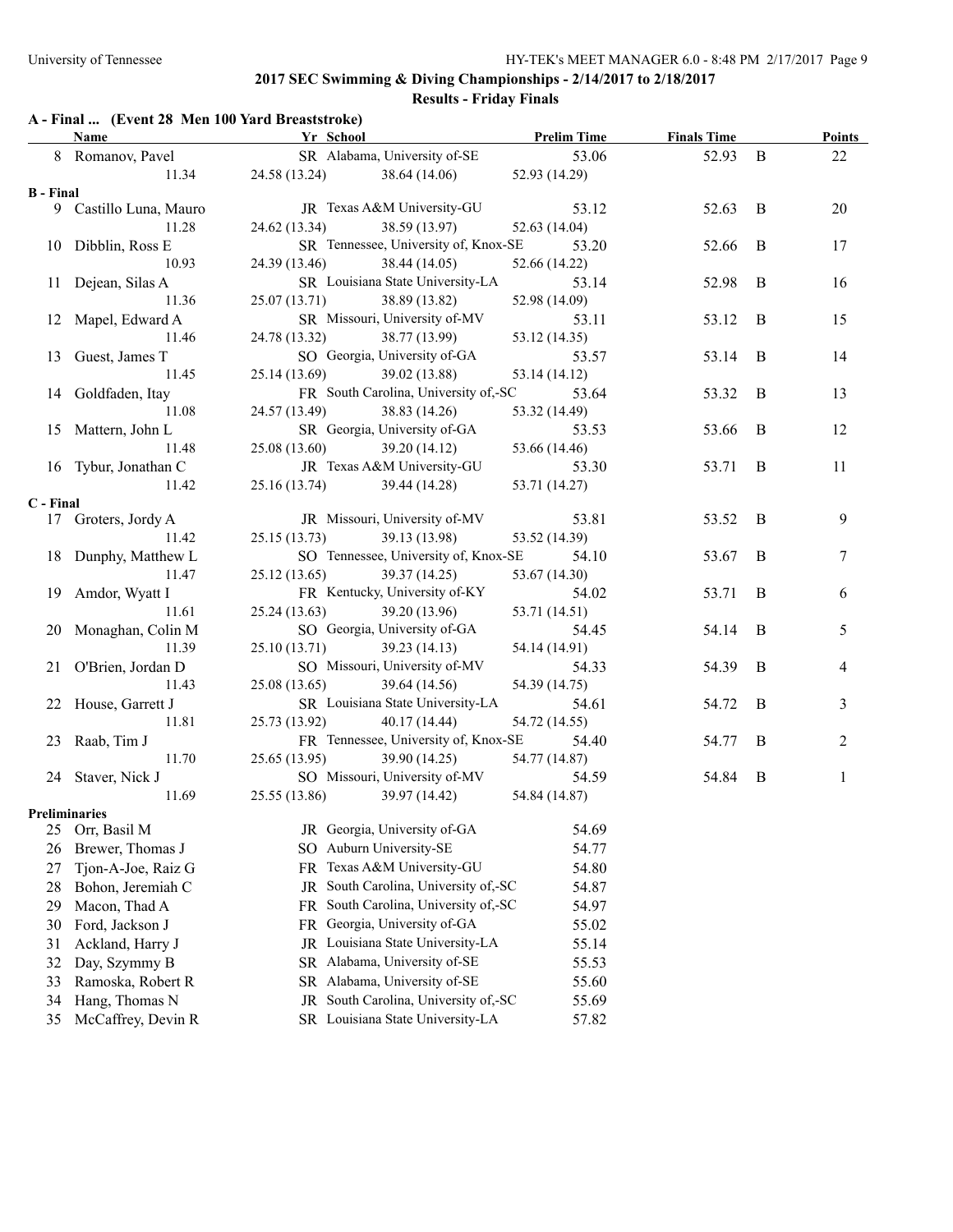## 2017 SEC Swimming & Diving Championships - 2/14/2017 to 2/18/2017

### Results - Friday Finals

**A - Final ... (Event 28 Men 100 Yard Breaststroke)**

| | Name | Yr | School | Prelim Time | Finals Time | | Points |
|---|---|---|---|---|---|---|---|
| 8 | Romanov, Pavel | SR | Alabama, University of-SE | 53.06 | 52.93 | B | 22 |
| | 11.34 | 24.58 (13.24) | 38.64 (14.06) | 52.93 (14.29) | | | |
| **B - Final** | | | | | | | |
| 9 | Castillo Luna, Mauro | JR | Texas A&M University-GU | 53.12 | 52.63 | B | 20 |
| | 11.28 | 24.62 (13.34) | 38.59 (13.97) | 52.63 (14.04) | | | |
| 10 | Dibblin, Ross E | SR | Tennessee, University of, Knox-SE | 53.20 | 52.66 | B | 17 |
| | 10.93 | 24.39 (13.46) | 38.44 (14.05) | 52.66 (14.22) | | | |
| 11 | Dejean, Silas A | SR | Louisiana State University-LA | 53.14 | 52.98 | B | 16 |
| | 11.36 | 25.07 (13.71) | 38.89 (13.82) | 52.98 (14.09) | | | |
| 12 | Mapel, Edward A | SR | Missouri, University of-MV | 53.11 | 53.12 | B | 15 |
| | 11.46 | 24.78 (13.32) | 38.77 (13.99) | 53.12 (14.35) | | | |
| 13 | Guest, James T | SO | Georgia, University of-GA | 53.57 | 53.14 | B | 14 |
| | 11.45 | 25.14 (13.69) | 39.02 (13.88) | 53.14 (14.12) | | | |
| 14 | Goldfaden, Itay | FR | South Carolina, University of,-SC | 53.64 | 53.32 | B | 13 |
| | 11.08 | 24.57 (13.49) | 38.83 (14.26) | 53.32 (14.49) | | | |
| 15 | Mattern, John L | SR | Georgia, University of-GA | 53.53 | 53.66 | B | 12 |
| | 11.48 | 25.08 (13.60) | 39.20 (14.12) | 53.66 (14.46) | | | |
| 16 | Tybur, Jonathan C | JR | Texas A&M University-GU | 53.30 | 53.71 | B | 11 |
| | 11.42 | 25.16 (13.74) | 39.44 (14.28) | 53.71 (14.27) | | | |
| **C - Final** | | | | | | | |
| 17 | Groters, Jordy A | JR | Missouri, University of-MV | 53.81 | 53.52 | B | 9 |
| | 11.42 | 25.15 (13.73) | 39.13 (13.98) | 53.52 (14.39) | | | |
| 18 | Dunphy, Matthew L | SO | Tennessee, University of, Knox-SE | 54.10 | 53.67 | B | 7 |
| | 11.47 | 25.12 (13.65) | 39.37 (14.25) | 53.67 (14.30) | | | |
| 19 | Amdor, Wyatt I | FR | Kentucky, University of-KY | 54.02 | 53.71 | B | 6 |
| | 11.61 | 25.24 (13.63) | 39.20 (13.96) | 53.71 (14.51) | | | |
| 20 | Monaghan, Colin M | SO | Georgia, University of-GA | 54.45 | 54.14 | B | 5 |
| | 11.39 | 25.10 (13.71) | 39.23 (14.13) | 54.14 (14.91) | | | |
| 21 | O'Brien, Jordan D | SO | Missouri, University of-MV | 54.33 | 54.39 | B | 4 |
| | 11.43 | 25.08 (13.65) | 39.64 (14.56) | 54.39 (14.75) | | | |
| 22 | House, Garrett J | SR | Louisiana State University-LA | 54.61 | 54.72 | B | 3 |
| | 11.81 | 25.73 (13.92) | 40.17 (14.44) | 54.72 (14.55) | | | |
| 23 | Raab, Tim J | FR | Tennessee, University of, Knox-SE | 54.40 | 54.77 | B | 2 |
| | 11.70 | 25.65 (13.95) | 39.90 (14.25) | 54.77 (14.87) | | | |
| 24 | Staver, Nick J | SO | Missouri, University of-MV | 54.59 | 54.84 | B | 1 |
| | 11.69 | 25.55 (13.86) | 39.97 (14.42) | 54.84 (14.87) | | | |
| **Preliminaries** | | | | | | | |
| 25 | Orr, Basil M | JR | Georgia, University of-GA | 54.69 | | | |
| 26 | Brewer, Thomas J | SO | Auburn University-SE | 54.77 | | | |
| 27 | Tjon-A-Joe, Raiz G | FR | Texas A&M University-GU | 54.80 | | | |
| 28 | Bohon, Jeremiah C | JR | South Carolina, University of,-SC | 54.87 | | | |
| 29 | Macon, Thad A | FR | South Carolina, University of,-SC | 54.97 | | | |
| 30 | Ford, Jackson J | FR | Georgia, University of-GA | 55.02 | | | |
| 31 | Ackland, Harry J | JR | Louisiana State University-LA | 55.14 | | | |
| 32 | Day, Szymmy B | SR | Alabama, University of-SE | 55.53 | | | |
| 33 | Ramoska, Robert R | SR | Alabama, University of-SE | 55.60 | | | |
| 34 | Hang, Thomas N | JR | South Carolina, University of,-SC | 55.69 | | | |
| 35 | McCaffrey, Devin R | SR | Louisiana State University-LA | 57.82 | | | |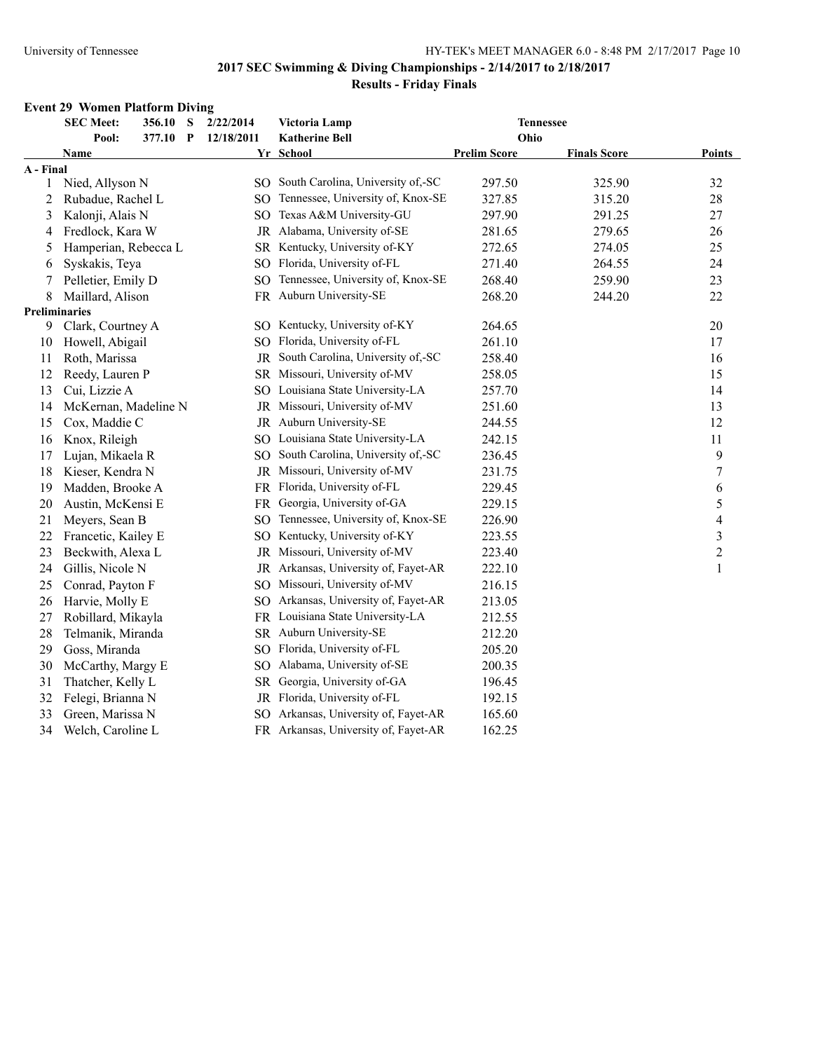## 2017 SEC Swimming & Diving Championships - 2/14/2017 to 2/18/2017

### Results - Friday Finals

#### Event 29 Women Platform Diving

| | | | | | |
|---|---|---|---|---|---|
| SEC Meet: | 356.10 | S | 2/22/2014 | Victoria Lamp | Tennessee |
| Pool: | 377.10 | P | 12/18/2011 | Katherine Bell | Ohio |

| | Name | Yr | School | Prelim Score | Finals Score | Points |
|---|---|---|---|---|---|---|
| **A - Final** | | | | | | |
| 1 | Nied, Allyson N | SO | South Carolina, University of,-SC | 297.50 | 325.90 | 32 |
| 2 | Rubadue, Rachel L | SO | Tennessee, University of, Knox-SE | 327.85 | 315.20 | 28 |
| 3 | Kalonji, Alais N | SO | Texas A&M University-GU | 297.90 | 291.25 | 27 |
| 4 | Fredlock, Kara W | JR | Alabama, University of-SE | 281.65 | 279.65 | 26 |
| 5 | Hamperian, Rebecca L | SR | Kentucky, University of-KY | 272.65 | 274.05 | 25 |
| 6 | Syskakis, Teya | SO | Florida, University of-FL | 271.40 | 264.55 | 24 |
| 7 | Pelletier, Emily D | SO | Tennessee, University of, Knox-SE | 268.40 | 259.90 | 23 |
| 8 | Maillard, Alison | FR | Auburn University-SE | 268.20 | 244.20 | 22 |
| **Preliminaries** | | | | | | |
| 9 | Clark, Courtney A | SO | Kentucky, University of-KY | 264.65 | | 20 |
| 10 | Howell, Abigail | SO | Florida, University of-FL | 261.10 | | 17 |
| 11 | Roth, Marissa | JR | South Carolina, University of,-SC | 258.40 | | 16 |
| 12 | Reedy, Lauren P | SR | Missouri, University of-MV | 258.05 | | 15 |
| 13 | Cui, Lizzie A | SO | Louisiana State University-LA | 257.70 | | 14 |
| 14 | McKernan, Madeline N | JR | Missouri, University of-MV | 251.60 | | 13 |
| 15 | Cox, Maddie C | JR | Auburn University-SE | 244.55 | | 12 |
| 16 | Knox, Rileigh | SO | Louisiana State University-LA | 242.15 | | 11 |
| 17 | Lujan, Mikaela R | SO | South Carolina, University of,-SC | 236.45 | | 9 |
| 18 | Kieser, Kendra N | JR | Missouri, University of-MV | 231.75 | | 7 |
| 19 | Madden, Brooke A | FR | Florida, University of-FL | 229.45 | | 6 |
| 20 | Austin, McKensi E | FR | Georgia, University of-GA | 229.15 | | 5 |
| 21 | Meyers, Sean B | SO | Tennessee, University of, Knox-SE | 226.90 | | 4 |
| 22 | Francetic, Kailey E | SO | Kentucky, University of-KY | 223.55 | | 3 |
| 23 | Beckwith, Alexa L | JR | Missouri, University of-MV | 223.40 | | 2 |
| 24 | Gillis, Nicole N | JR | Arkansas, University of, Fayet-AR | 222.10 | | 1 |
| 25 | Conrad, Payton F | SO | Missouri, University of-MV | 216.15 | | |
| 26 | Harvie, Molly E | SO | Arkansas, University of, Fayet-AR | 213.05 | | |
| 27 | Robillard, Mikayla | FR | Louisiana State University-LA | 212.55 | | |
| 28 | Telmanik, Miranda | SR | Auburn University-SE | 212.20 | | |
| 29 | Goss, Miranda | SO | Florida, University of-FL | 205.20 | | |
| 30 | McCarthy, Margy E | SO | Alabama, University of-SE | 200.35 | | |
| 31 | Thatcher, Kelly L | SR | Georgia, University of-GA | 196.45 | | |
| 32 | Felegi, Brianna N | JR | Florida, University of-FL | 192.15 | | |
| 33 | Green, Marissa N | SO | Arkansas, University of, Fayet-AR | 165.60 | | |
| 34 | Welch, Caroline L | FR | Arkansas, University of, Fayet-AR | 162.25 | | |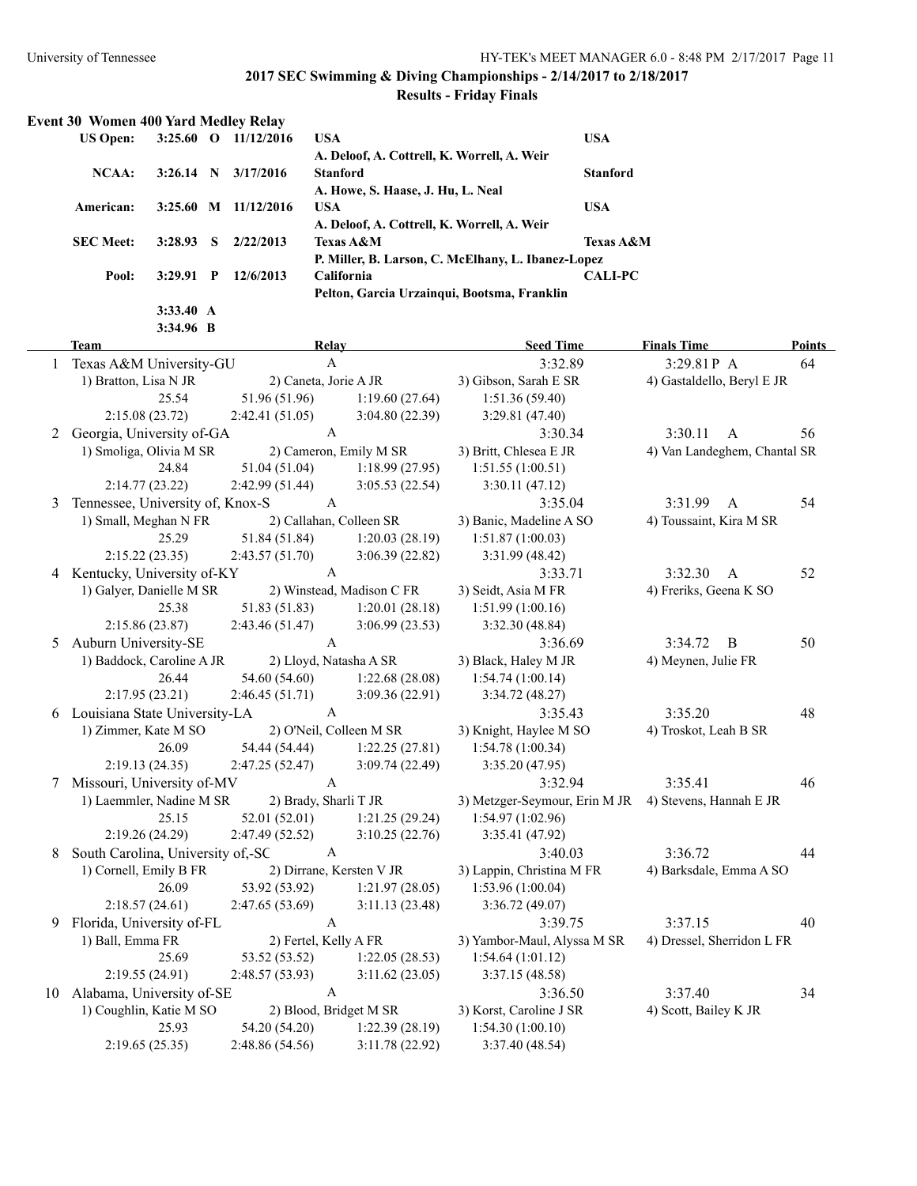## 2017 SEC Swimming & Diving Championships - 2/14/2017 to 2/18/2017

### Results - Friday Finals

**Event 30 Women 400 Yard Medley Relay**

| | | | | | |
|---|---|---|---|---|---|
| **US Open:** | **3:25.60** | **O** | **11/12/2016** | **USA**<br>**A. Deloof, A. Cottrell, K. Worrell, A. Weir** | **USA** |
| **NCAA:** | **3:26.14** | **N** | **3/17/2016** | **Stanford**<br>**A. Howe, S. Haase, J. Hu, L. Neal** | **Stanford** |
| **American:** | **3:25.60** | **M** | **11/12/2016** | **USA**<br>**A. Deloof, A. Cottrell, K. Worrell, A. Weir** | **USA** |
| **SEC Meet:** | **3:28.93** | **S** | **2/22/2013** | **Texas A&M**<br>**P. Miller, B. Larson, C. McElhany, L. Ibanez-Lopez** | **Texas A&M** |
| **Pool:** | **3:29.91** | **P** | **12/6/2013** | **California**<br>**Pelton, Garcia Urzainqui, Bootsma, Franklin** | **CALI-PC** |
| | **3:33.40** | **A** | | | |
| | **3:34.96** | **B** | | | |

| | Team | Relay | Seed Time | Finals Time | Points |
|---|---|---|---|---|---|
| 1 | Texas A&M University-GU | A | 3:32.89 | 3:29.81P A | 64 |
| | 1) Bratton, Lisa N JR; 2) Caneta, Jorie A JR; 3) Gibson, Sarah E SR; 4) Gastaldello, Beryl E JR | | | | |
| | 25.54; 51.96 (51.96); 1:19.60 (27.64); 1:51.36 (59.40); 2:15.08 (23.72); 2:42.41 (51.05); 3:04.80 (22.39); 3:29.81 (47.40) | | | | |
| 2 | Georgia, University of-GA | A | 3:30.34 | 3:30.11 A | 56 |
| | 1) Smoliga, Olivia M SR; 2) Cameron, Emily M SR; 3) Britt, Chlesea E JR; 4) Van Landeghem, Chantal SR | | | | |
| | 24.84; 51.04 (51.04); 1:18.99 (27.95); 1:51.55 (1:00.51); 2:14.77 (23.22); 2:42.99 (51.44); 3:05.53 (22.54); 3:30.11 (47.12) | | | | |
| 3 | Tennessee, University of, Knox-S | A | 3:35.04 | 3:31.99 A | 54 |
| | 1) Small, Meghan N FR; 2) Callahan, Colleen SR; 3) Banic, Madeline A SO; 4) Toussaint, Kira M SR | | | | |
| | 25.29; 51.84 (51.84); 1:20.03 (28.19); 1:51.87 (1:00.03); 2:15.22 (23.35); 2:43.57 (51.70); 3:06.39 (22.82); 3:31.99 (48.42) | | | | |
| 4 | Kentucky, University of-KY | A | 3:33.71 | 3:32.30 A | 52 |
| | 1) Galyer, Danielle M SR; 2) Winstead, Madison C FR; 3) Seidt, Asia M FR; 4) Freriks, Geena K SO | | | | |
| | 25.38; 51.83 (51.83); 1:20.01 (28.18); 1:51.99 (1:00.16); 2:15.86 (23.87); 2:43.46 (51.47); 3:06.99 (23.53); 3:32.30 (48.84) | | | | |
| 5 | Auburn University-SE | A | 3:36.69 | 3:34.72 B | 50 |
| | 1) Baddock, Caroline A JR; 2) Lloyd, Natasha A SR; 3) Black, Haley M JR; 4) Meynen, Julie FR | | | | |
| | 26.44; 54.60 (54.60); 1:22.68 (28.08); 1:54.74 (1:00.14); 2:17.95 (23.21); 2:46.45 (51.71); 3:09.36 (22.91); 3:34.72 (48.27) | | | | |
| 6 | Louisiana State University-LA | A | 3:35.43 | 3:35.20 | 48 |
| | 1) Zimmer, Kate M SO; 2) O'Neil, Colleen M SR; 3) Knight, Haylee M SO; 4) Troskot, Leah B SR | | | | |
| | 26.09; 54.44 (54.44); 1:22.25 (27.81); 1:54.78 (1:00.34); 2:19.13 (24.35); 2:47.25 (52.47); 3:09.74 (22.49); 3:35.20 (47.95) | | | | |
| 7 | Missouri, University of-MV | A | 3:32.94 | 3:35.41 | 46 |
| | 1) Laemmler, Nadine M SR; 2) Brady, Sharli T JR; 3) Metzger-Seymour, Erin M JR; 4) Stevens, Hannah E JR | | | | |
| | 25.15; 52.01 (52.01); 1:21.25 (29.24); 1:54.97 (1:02.96); 2:19.26 (24.29); 2:47.49 (52.52); 3:10.25 (22.76); 3:35.41 (47.92) | | | | |
| 8 | South Carolina, University of,-SC | A | 3:40.03 | 3:36.72 | 44 |
| | 1) Cornell, Emily B FR; 2) Dirrane, Kersten V JR; 3) Lappin, Christina M FR; 4) Barksdale, Emma A SO | | | | |
| | 26.09; 53.92 (53.92); 1:21.97 (28.05); 1:53.96 (1:00.04); 2:18.57 (24.61); 2:47.65 (53.69); 3:11.13 (23.48); 3:36.72 (49.07) | | | | |
| 9 | Florida, University of-FL | A | 3:39.75 | 3:37.15 | 40 |
| | 1) Ball, Emma FR; 2) Fertel, Kelly A FR; 3) Yambor-Maul, Alyssa M SR; 4) Dressel, Sherridon L FR | | | | |
| | 25.69; 53.52 (53.52); 1:22.05 (28.53); 1:54.64 (1:01.12); 2:19.55 (24.91); 2:48.57 (53.93); 3:11.62 (23.05); 3:37.15 (48.58) | | | | |
| 10 | Alabama, University of-SE | A | 3:36.50 | 3:37.40 | 34 |
| | 1) Coughlin, Katie M SO; 2) Blood, Bridget M SR; 3) Korst, Caroline J SR; 4) Scott, Bailey K JR | | | | |
| | 25.93; 54.20 (54.20); 1:22.39 (28.19); 1:54.30 (1:00.10); 2:19.65 (25.35); 2:48.86 (54.56); 3:11.78 (22.92); 3:37.40 (48.54) | | | | |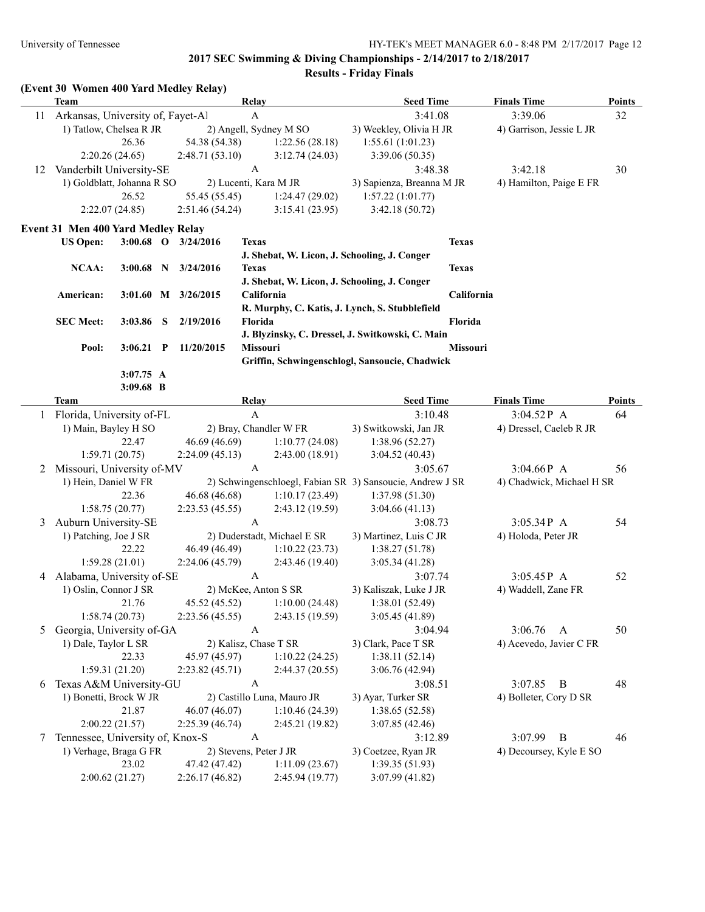## 2017 SEC Swimming & Diving Championships - 2/14/2017 to 2/18/2017

### Results - Friday Finals

**(Event 30 Women 400 Yard Medley Relay)**

| | Team | Relay | | Seed Time | Finals Time | Points |
|---|---|---|---|---|---|---|
| 11 | Arkansas, University of, Fayet-Al | A | | 3:41.08 | 3:39.06 | 32 |
| | 1) Tatlow, Chelsea R JR | 2) Angell, Sydney M SO | | 3) Weekley, Olivia H JR | 4) Garrison, Jessie L JR | |
| | 26.36 | 54.38 (54.38) | 1:22.56 (28.18) | 1:55.61 (1:01.23) | | |
| | 2:20.26 (24.65) | 2:48.71 (53.10) | 3:12.74 (24.03) | 3:39.06 (50.35) | | |
| 12 | Vanderbilt University-SE | A | | 3:48.38 | 3:42.18 | 30 |
| | 1) Goldblatt, Johanna R SO | 2) Lucenti, Kara M JR | | 3) Sapienza, Breanna M JR | 4) Hamilton, Paige E FR | |
| | 26.52 | 55.45 (55.45) | 1:24.47 (29.02) | 1:57.22 (1:01.77) | | |
| | 2:22.07 (24.85) | 2:51.46 (54.24) | 3:15.41 (23.95) | 3:42.18 (50.72) | | |

**Event 31 Men 400 Yard Medley Relay**

| Record | Time | | Date | Team | |
|---|---|---|---|---|---|
| **US Open:** | **3:00.68** | **O** | **3/24/2016** | **Texas** | **Texas** |
| | | | | **J. Shebat, W. Licon, J. Schooling, J. Conger** | |
| **NCAA:** | **3:00.68** | **N** | **3/24/2016** | **Texas** | **Texas** |
| | | | | **J. Shebat, W. Licon, J. Schooling, J. Conger** | |
| **American:** | **3:01.60** | **M** | **3/26/2015** | **California** | **California** |
| | | | | **R. Murphy, C. Katis, J. Lynch, S. Stubblefield** | |
| **SEC Meet:** | **3:03.86** | **S** | **2/19/2016** | **Florida** | **Florida** |
| | | | | **J. Blyzinsky, C. Dressel, J. Switkowski, C. Main** | |
| **Pool:** | **3:06.21** | **P** | **11/20/2015** | **Missouri** | **Missouri** |
| | | | | **Griffin, Schwingenschlogl, Sansoucie, Chadwick** | |
| | **3:07.75** | **A** | | | |
| | **3:09.68** | **B** | | | |

| | Team | Relay | | Seed Time | Finals Time | Points |
|---|---|---|---|---|---|---|
| 1 | Florida, University of-FL | A | | 3:10.48 | 3:04.52P A | 64 |
| | 1) Main, Bayley H SO | 2) Bray, Chandler W FR | | 3) Switkowski, Jan JR | 4) Dressel, Caeleb R JR | |
| | 22.47 | 46.69 (46.69) | 1:10.77 (24.08) | 1:38.96 (52.27) | | |
| | 1:59.71 (20.75) | 2:24.09 (45.13) | 2:43.00 (18.91) | 3:04.52 (40.43) | | |
| 2 | Missouri, University of-MV | A | | 3:05.67 | 3:04.66P A | 56 |
| | 1) Hein, Daniel W FR | 2) Schwingenschloegl, Fabian SR | | 3) Sansoucie, Andrew J SR | 4) Chadwick, Michael H SR | |
| | 22.36 | 46.68 (46.68) | 1:10.17 (23.49) | 1:37.98 (51.30) | | |
| | 1:58.75 (20.77) | 2:23.53 (45.55) | 2:43.12 (19.59) | 3:04.66 (41.13) | | |
| 3 | Auburn University-SE | A | | 3:08.73 | 3:05.34P A | 54 |
| | 1) Patching, Joe J SR | 2) Duderstadt, Michael E SR | | 3) Martinez, Luis C JR | 4) Holoda, Peter JR | |
| | 22.22 | 46.49 (46.49) | 1:10.22 (23.73) | 1:38.27 (51.78) | | |
| | 1:59.28 (21.01) | 2:24.06 (45.79) | 2:43.46 (19.40) | 3:05.34 (41.28) | | |
| 4 | Alabama, University of-SE | A | | 3:07.74 | 3:05.45P A | 52 |
| | 1) Oslin, Connor J SR | 2) McKee, Anton S SR | | 3) Kaliszak, Luke J JR | 4) Waddell, Zane FR | |
| | 21.76 | 45.52 (45.52) | 1:10.00 (24.48) | 1:38.01 (52.49) | | |
| | 1:58.74 (20.73) | 2:23.56 (45.55) | 2:43.15 (19.59) | 3:05.45 (41.89) | | |
| 5 | Georgia, University of-GA | A | | 3:04.94 | 3:06.76 A | 50 |
| | 1) Dale, Taylor L SR | 2) Kalisz, Chase T SR | | 3) Clark, Pace T SR | 4) Acevedo, Javier C FR | |
| | 22.33 | 45.97 (45.97) | 1:10.22 (24.25) | 1:38.11 (52.14) | | |
| | 1:59.31 (21.20) | 2:23.82 (45.71) | 2:44.37 (20.55) | 3:06.76 (42.94) | | |
| 6 | Texas A&M University-GU | A | | 3:08.51 | 3:07.85 B | 48 |
| | 1) Bonetti, Brock W JR | 2) Castillo Luna, Mauro JR | | 3) Ayar, Turker SR | 4) Bolleter, Cory D SR | |
| | 21.87 | 46.07 (46.07) | 1:10.46 (24.39) | 1:38.65 (52.58) | | |
| | 2:00.22 (21.57) | 2:25.39 (46.74) | 2:45.21 (19.82) | 3:07.85 (42.46) | | |
| 7 | Tennessee, University of, Knox-S | A | | 3:12.89 | 3:07.99 B | 46 |
| | 1) Verhage, Braga G FR | 2) Stevens, Peter J JR | | 3) Coetzee, Ryan JR | 4) Decoursey, Kyle E SO | |
| | 23.02 | 47.42 (47.42) | 1:11.09 (23.67) | 1:39.35 (51.93) | | |
| | 2:00.62 (21.27) | 2:26.17 (46.82) | 2:45.94 (19.77) | 3:07.99 (41.82) | | |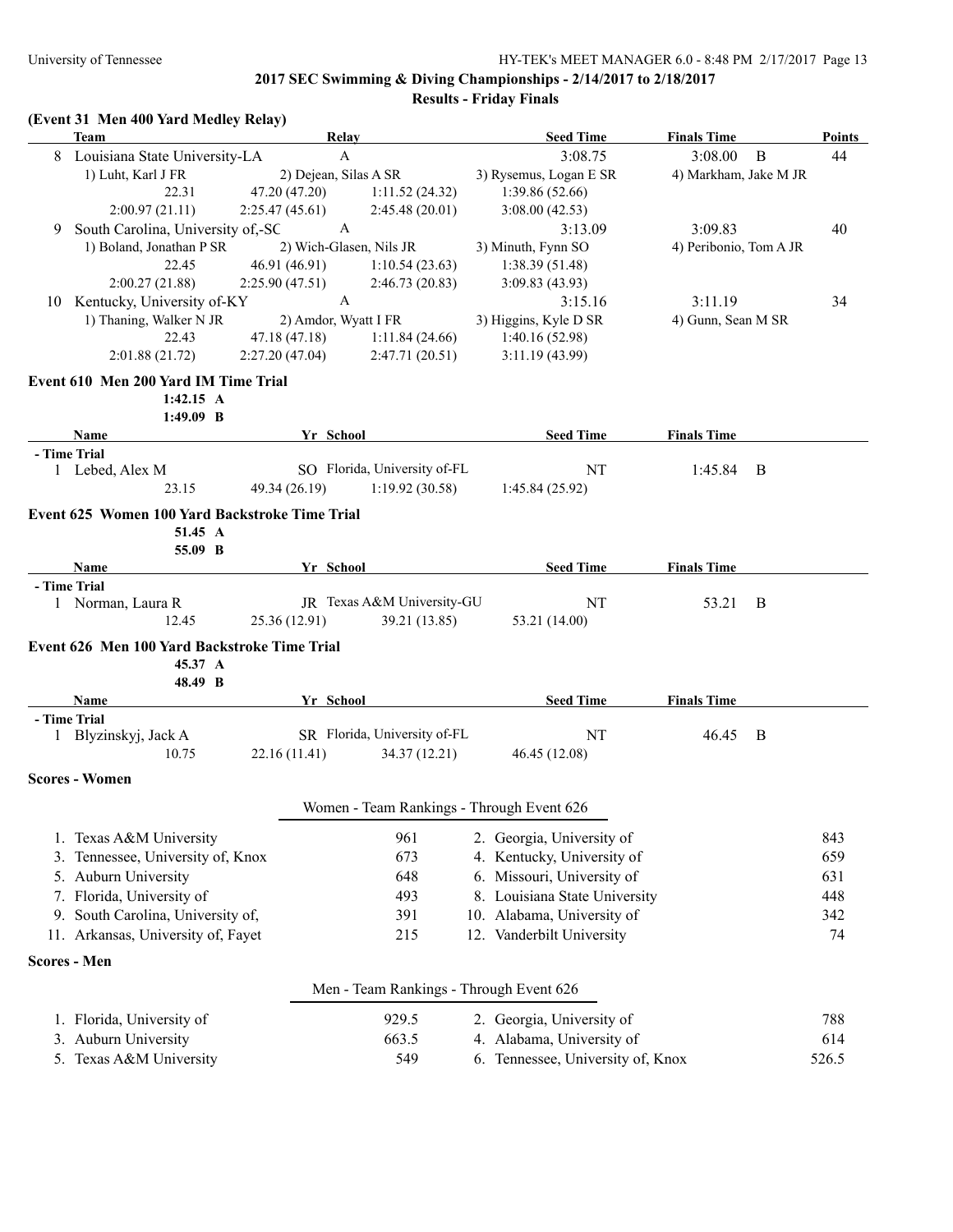**2017 SEC Swimming & Diving Championships - 2/14/2017 to 2/18/2017**

**Results - Friday Finals**

### (Event 31 Men 400 Yard Medley Relay)

| | Team | Relay | | Seed Time | Finals Time | Points |
|---|---|---|---|---|---|---|
| 8 | Louisiana State University-LA | A | | 3:08.75 | 3:08.00 B | 44 |
| | 1) Luht, Karl J FR | 2) Dejean, Silas A SR | | 3) Rysemus, Logan E SR | 4) Markham, Jake M JR | |
| | 22.31 | 47.20 (47.20) | 1:11.52 (24.32) | 1:39.86 (52.66) | | |
| | 2:00.97 (21.11) | 2:25.47 (45.61) | 2:45.48 (20.01) | 3:08.00 (42.53) | | |
| 9 | South Carolina, University of,-SC | A | | 3:13.09 | 3:09.83 | 40 |
| | 1) Boland, Jonathan P SR | 2) Wich-Glasen, Nils JR | | 3) Minuth, Fynn SO | 4) Peribonio, Tom A JR | |
| | 22.45 | 46.91 (46.91) | 1:10.54 (23.63) | 1:38.39 (51.48) | | |
| | 2:00.27 (21.88) | 2:25.90 (47.51) | 2:46.73 (20.83) | 3:09.83 (43.93) | | |
| 10 | Kentucky, University of-KY | A | | 3:15.16 | 3:11.19 | 34 |
| | 1) Thaning, Walker N JR | 2) Amdor, Wyatt I FR | | 3) Higgins, Kyle D SR | 4) Gunn, Sean M SR | |
| | 22.43 | 47.18 (47.18) | 1:11.84 (24.66) | 1:40.16 (52.98) | | |
| | 2:01.88 (21.72) | 2:27.20 (47.04) | 2:47.71 (20.51) | 3:11.19 (43.99) | | |

### Event 610 Men 200 Yard IM Time Trial

1:42.15 A
1:49.09 B

| | Name | Yr | School | | Seed Time | Finals Time |
|---|---|---|---|---|---|---|
| - Time Trial | | | | | | |
| 1 | Lebed, Alex M | SO | Florida, University of-FL | | NT | 1:45.84 B |
| | 23.15 | 49.34 (26.19) | | 1:19.92 (30.58) | 1:45.84 (25.92) | |

### Event 625 Women 100 Yard Backstroke Time Trial

51.45 A
55.09 B

| | Name | Yr | School | | Seed Time | Finals Time |
|---|---|---|---|---|---|---|
| - Time Trial | | | | | | |
| 1 | Norman, Laura R | JR | Texas A&M University-GU | | NT | 53.21 B |
| | 12.45 | 25.36 (12.91) | | 39.21 (13.85) | 53.21 (14.00) | |

### Event 626 Men 100 Yard Backstroke Time Trial

45.37 A
48.49 B

| | Name | Yr | School | | Seed Time | Finals Time |
|---|---|---|---|---|---|---|
| - Time Trial | | | | | | |
| 1 | Blyzinskyj, Jack A | SR | Florida, University of-FL | | NT | 46.45 B |
| | 10.75 | 22.16 (11.41) | | 34.37 (12.21) | 46.45 (12.08) | |

### Scores - Women

Women - Team Rankings - Through Event 626

| Rank | Team | Points | Rank | Team | Points |
|---|---|---|---|---|---|
| 1. | Texas A&M University | 961 | 2. | Georgia, University of | 843 |
| 3. | Tennessee, University of, Knox | 673 | 4. | Kentucky, University of | 659 |
| 5. | Auburn University | 648 | 6. | Missouri, University of | 631 |
| 7. | Florida, University of | 493 | 8. | Louisiana State University | 448 |
| 9. | South Carolina, University of, | 391 | 10. | Alabama, University of | 342 |
| 11. | Arkansas, University of, Fayet | 215 | 12. | Vanderbilt University | 74 |

### Scores - Men

Men - Team Rankings - Through Event 626

| Rank | Team | Points | Rank | Team | Points |
|---|---|---|---|---|---|
| 1. | Florida, University of | 929.5 | 2. | Georgia, University of | 788 |
| 3. | Auburn University | 663.5 | 4. | Alabama, University of | 614 |
| 5. | Texas A&M University | 549 | 6. | Tennessee, University of, Knox | 526.5 |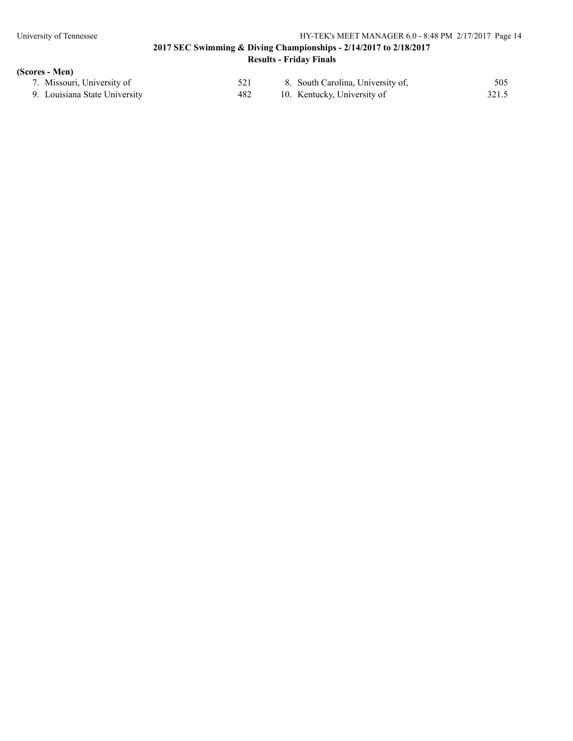**(Scores - Men)**

| | | | |
|---|---|---|---|
| 7. Missouri, University of | 521 | 8. South Carolina, University of, | 505 |
| 9. Louisiana State University | 482 | 10. Kentucky, University of | 321.5 |